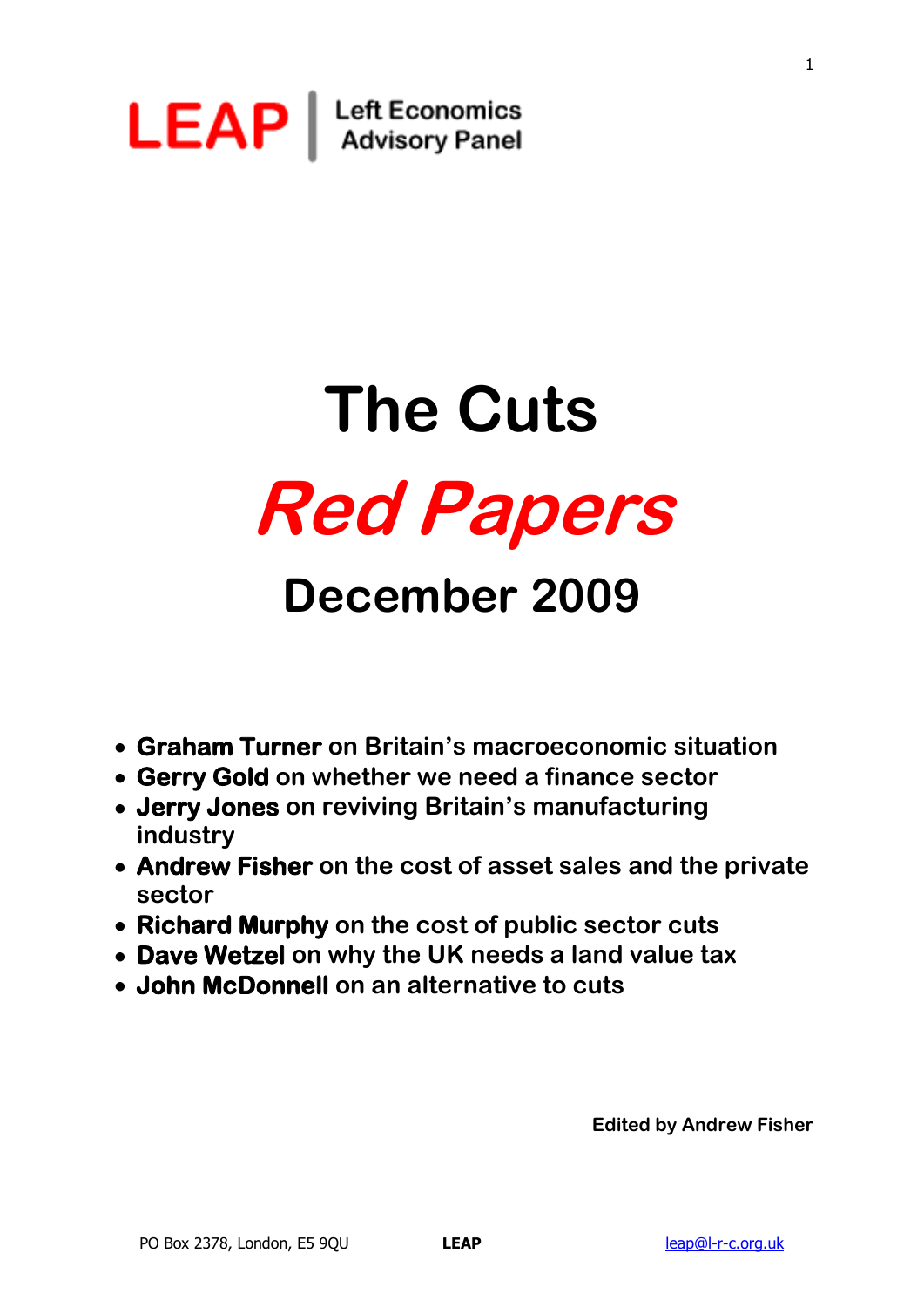**LEAP** | Left Economics Advisory Panel

# The Cuts

# *Red Papers*

## December 2009

- **Graham Turner** on Britain's macroeconomic situation
- **Gerry Gold** on whether we need a finance sector
- **Jerry Jones** on reviving Britain's manufacturing industry
- **Andrew Fisher** on the cost of asset sales and the private sector
- **Richard Murphy** on the cost of public sector cuts
- **Dave Wetzel** on why the UK needs a land value tax
- **John McDonnell** on an alternative to cuts

**Edited by Andrew Fisher**

PO Box 2378, London, E5 9QU **LEAP** leap@l-r-c.org.uk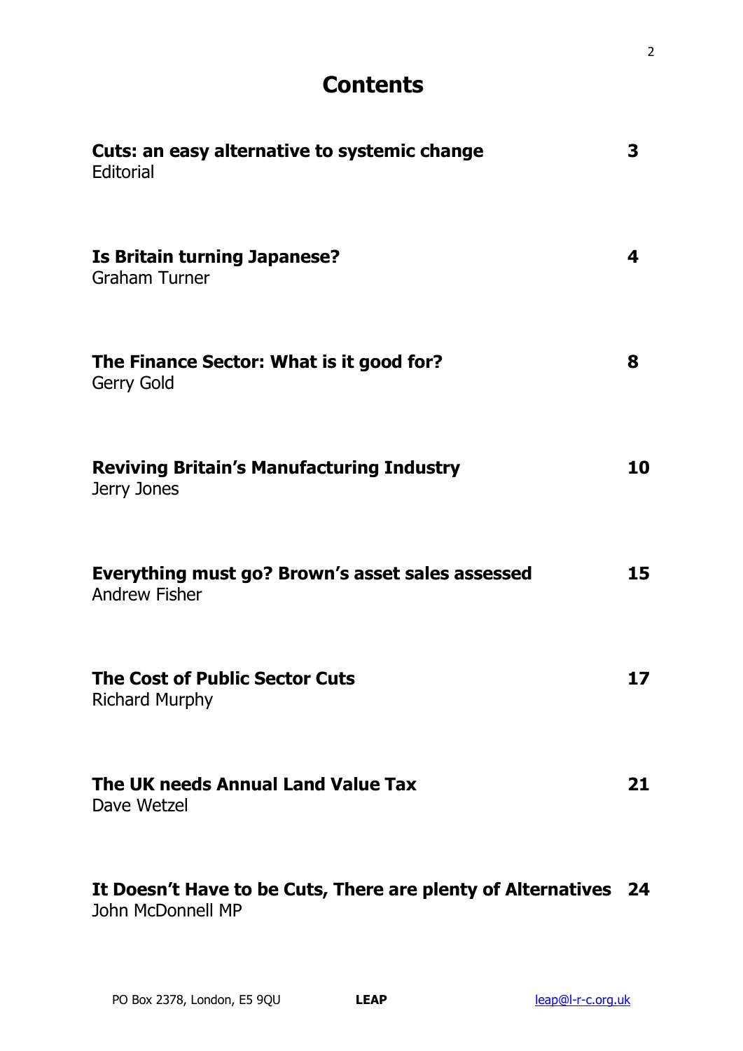# Contents

| | |
|---|---|
| **Cuts: an easy alternative to systemic change**<br>Editorial | **3** |
| **Is Britain turning Japanese?**<br>Graham Turner | **4** |
| **The Finance Sector: What is it good for?**<br>Gerry Gold | **8** |
| **Reviving Britain's Manufacturing Industry**<br>Jerry Jones | **10** |
| **Everything must go? Brown's asset sales assessed**<br>Andrew Fisher | **15** |
| **The Cost of Public Sector Cuts**<br>Richard Murphy | **17** |
| **The UK needs Annual Land Value Tax**<br>Dave Wetzel | **21** |
| **It Doesn't Have to be Cuts, There are plenty of Alternatives**<br>John McDonnell MP | **24** |

PO Box 2378, London, E5 9QU **LEAP** leap@l-r-c.org.uk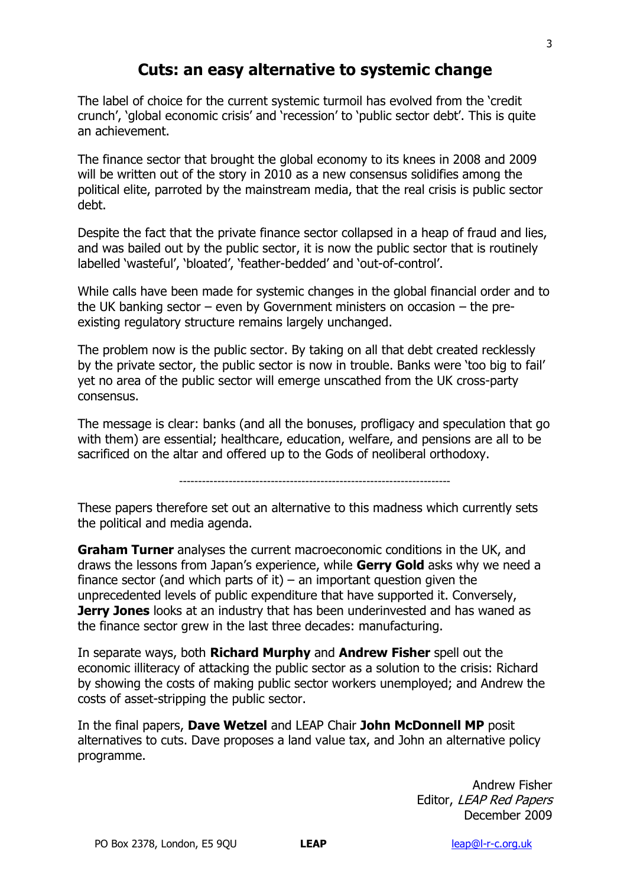# Cuts: an easy alternative to systemic change

The label of choice for the current systemic turmoil has evolved from the 'credit crunch', 'global economic crisis' and 'recession' to 'public sector debt'. This is quite an achievement.

The finance sector that brought the global economy to its knees in 2008 and 2009 will be written out of the story in 2010 as a new consensus solidifies among the political elite, parroted by the mainstream media, that the real crisis is public sector debt.

Despite the fact that the private finance sector collapsed in a heap of fraud and lies, and was bailed out by the public sector, it is now the public sector that is routinely labelled 'wasteful', 'bloated', 'feather-bedded' and 'out-of-control'.

While calls have been made for systemic changes in the global financial order and to the UK banking sector – even by Government ministers on occasion – the pre-existing regulatory structure remains largely unchanged.

The problem now is the public sector. By taking on all that debt created recklessly by the private sector, the public sector is now in trouble. Banks were 'too big to fail' yet no area of the public sector will emerge unscathed from the UK cross-party consensus.

The message is clear: banks (and all the bonuses, profligacy and speculation that go with them) are essential; healthcare, education, welfare, and pensions are all to be sacrificed on the altar and offered up to the Gods of neoliberal orthodoxy.

---

These papers therefore set out an alternative to this madness which currently sets the political and media agenda.

**Graham Turner** analyses the current macroeconomic conditions in the UK, and draws the lessons from Japan's experience, while **Gerry Gold** asks why we need a finance sector (and which parts of it) – an important question given the unprecedented levels of public expenditure that have supported it. Conversely, **Jerry Jones** looks at an industry that has been underinvested and has waned as the finance sector grew in the last three decades: manufacturing.

In separate ways, both **Richard Murphy** and **Andrew Fisher** spell out the economic illiteracy of attacking the public sector as a solution to the crisis: Richard by showing the costs of making public sector workers unemployed; and Andrew the costs of asset-stripping the public sector.

In the final papers, **Dave Wetzel** and LEAP Chair **John McDonnell MP** posit alternatives to cuts. Dave proposes a land value tax, and John an alternative policy programme.

Andrew Fisher
Editor, *LEAP Red Papers*
December 2009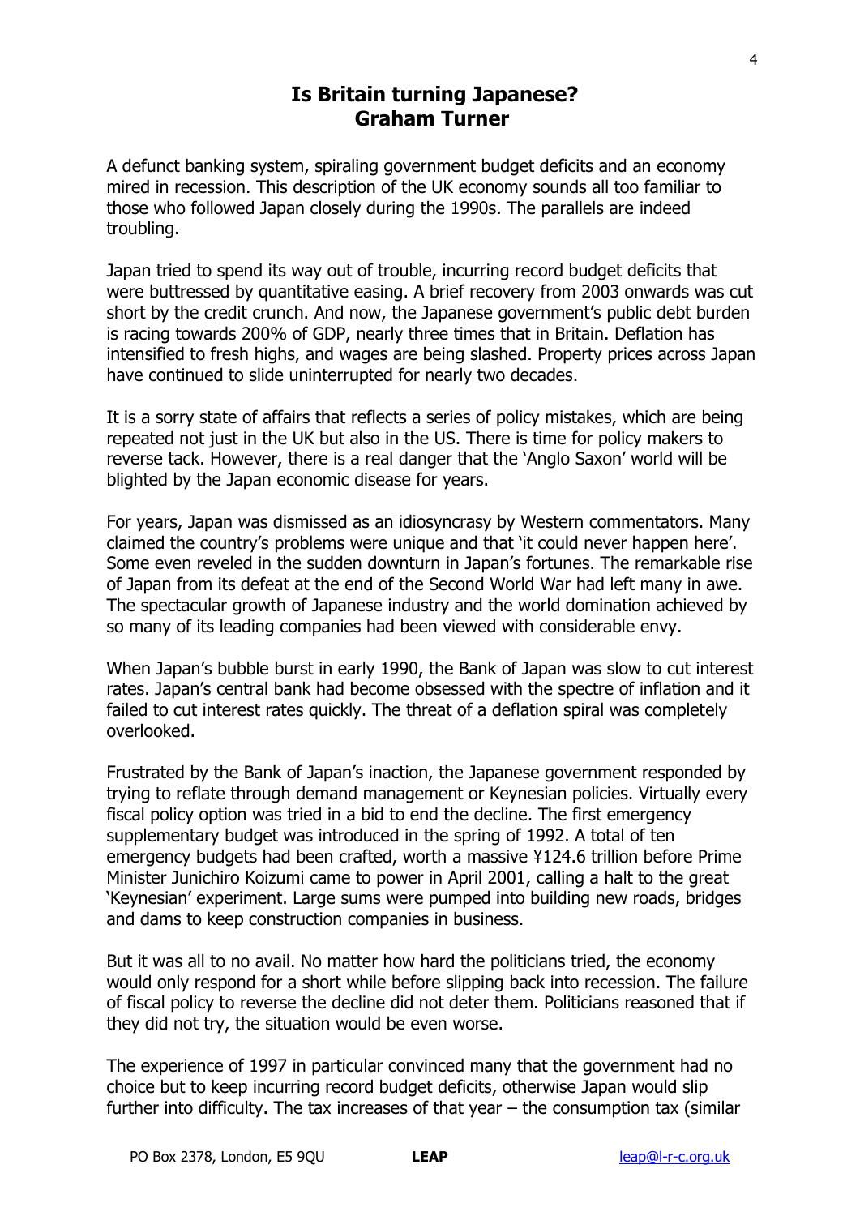## Is Britain turning Japanese?
## Graham Turner

A defunct banking system, spiraling government budget deficits and an economy mired in recession. This description of the UK economy sounds all too familiar to those who followed Japan closely during the 1990s. The parallels are indeed troubling.

Japan tried to spend its way out of trouble, incurring record budget deficits that were buttressed by quantitative easing. A brief recovery from 2003 onwards was cut short by the credit crunch. And now, the Japanese government's public debt burden is racing towards 200% of GDP, nearly three times that in Britain. Deflation has intensified to fresh highs, and wages are being slashed. Property prices across Japan have continued to slide uninterrupted for nearly two decades.

It is a sorry state of affairs that reflects a series of policy mistakes, which are being repeated not just in the UK but also in the US. There is time for policy makers to reverse tack. However, there is a real danger that the 'Anglo Saxon' world will be blighted by the Japan economic disease for years.

For years, Japan was dismissed as an idiosyncrasy by Western commentators. Many claimed the country's problems were unique and that 'it could never happen here'. Some even reveled in the sudden downturn in Japan's fortunes. The remarkable rise of Japan from its defeat at the end of the Second World War had left many in awe. The spectacular growth of Japanese industry and the world domination achieved by so many of its leading companies had been viewed with considerable envy.

When Japan's bubble burst in early 1990, the Bank of Japan was slow to cut interest rates. Japan's central bank had become obsessed with the spectre of inflation and it failed to cut interest rates quickly. The threat of a deflation spiral was completely overlooked.

Frustrated by the Bank of Japan's inaction, the Japanese government responded by trying to reflate through demand management or Keynesian policies. Virtually every fiscal policy option was tried in a bid to end the decline. The first emergency supplementary budget was introduced in the spring of 1992. A total of ten emergency budgets had been crafted, worth a massive ¥124.6 trillion before Prime Minister Junichiro Koizumi came to power in April 2001, calling a halt to the great 'Keynesian' experiment. Large sums were pumped into building new roads, bridges and dams to keep construction companies in business.

But it was all to no avail. No matter how hard the politicians tried, the economy would only respond for a short while before slipping back into recession. The failure of fiscal policy to reverse the decline did not deter them. Politicians reasoned that if they did not try, the situation would be even worse.

The experience of 1997 in particular convinced many that the government had no choice but to keep incurring record budget deficits, otherwise Japan would slip further into difficulty. The tax increases of that year – the consumption tax (similar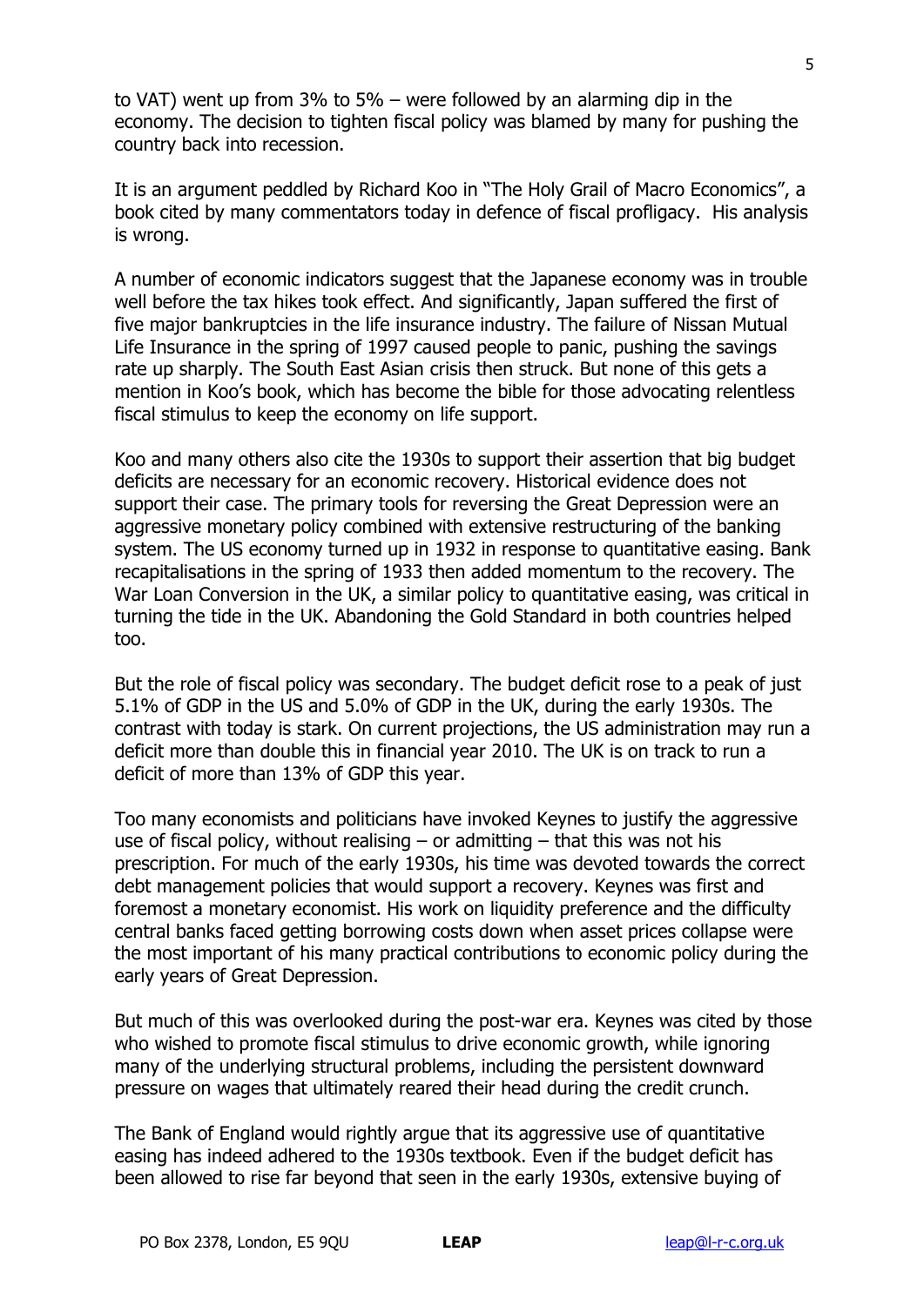to VAT) went up from 3% to 5% – were followed by an alarming dip in the economy. The decision to tighten fiscal policy was blamed by many for pushing the country back into recession.

It is an argument peddled by Richard Koo in "The Holy Grail of Macro Economics", a book cited by many commentators today in defence of fiscal profligacy. His analysis is wrong.

A number of economic indicators suggest that the Japanese economy was in trouble well before the tax hikes took effect. And significantly, Japan suffered the first of five major bankruptcies in the life insurance industry. The failure of Nissan Mutual Life Insurance in the spring of 1997 caused people to panic, pushing the savings rate up sharply. The South East Asian crisis then struck. But none of this gets a mention in Koo's book, which has become the bible for those advocating relentless fiscal stimulus to keep the economy on life support.

Koo and many others also cite the 1930s to support their assertion that big budget deficits are necessary for an economic recovery. Historical evidence does not support their case. The primary tools for reversing the Great Depression were an aggressive monetary policy combined with extensive restructuring of the banking system. The US economy turned up in 1932 in response to quantitative easing. Bank recapitalisations in the spring of 1933 then added momentum to the recovery. The War Loan Conversion in the UK, a similar policy to quantitative easing, was critical in turning the tide in the UK. Abandoning the Gold Standard in both countries helped too.

But the role of fiscal policy was secondary. The budget deficit rose to a peak of just 5.1% of GDP in the US and 5.0% of GDP in the UK, during the early 1930s. The contrast with today is stark. On current projections, the US administration may run a deficit more than double this in financial year 2010. The UK is on track to run a deficit of more than 13% of GDP this year.

Too many economists and politicians have invoked Keynes to justify the aggressive use of fiscal policy, without realising – or admitting – that this was not his prescription. For much of the early 1930s, his time was devoted towards the correct debt management policies that would support a recovery. Keynes was first and foremost a monetary economist. His work on liquidity preference and the difficulty central banks faced getting borrowing costs down when asset prices collapse were the most important of his many practical contributions to economic policy during the early years of Great Depression.

But much of this was overlooked during the post-war era. Keynes was cited by those who wished to promote fiscal stimulus to drive economic growth, while ignoring many of the underlying structural problems, including the persistent downward pressure on wages that ultimately reared their head during the credit crunch.

The Bank of England would rightly argue that its aggressive use of quantitative easing has indeed adhered to the 1930s textbook. Even if the budget deficit has been allowed to rise far beyond that seen in the early 1930s, extensive buying of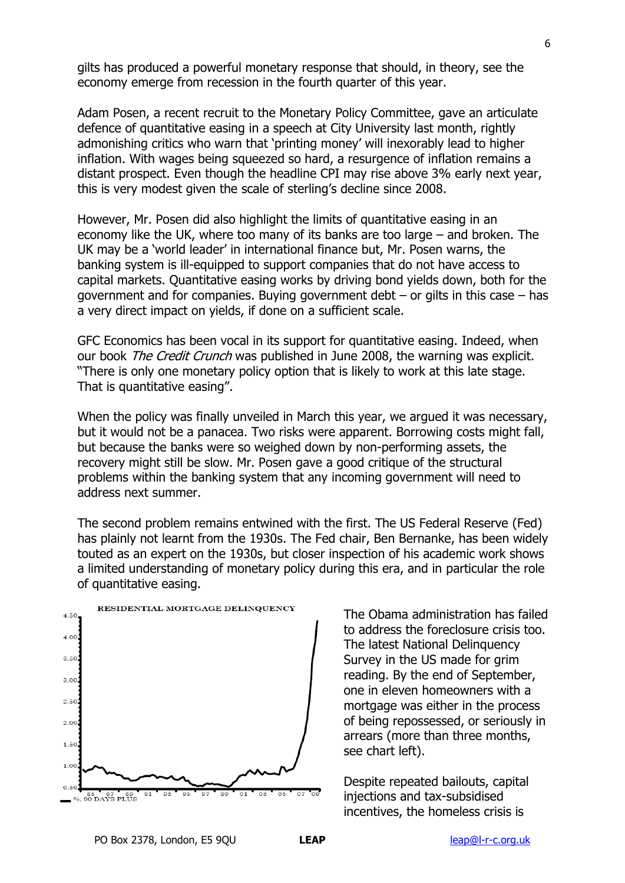gilts has produced a powerful monetary response that should, in theory, see the economy emerge from recession in the fourth quarter of this year.

Adam Posen, a recent recruit to the Monetary Policy Committee, gave an articulate defence of quantitative easing in a speech at City University last month, rightly admonishing critics who warn that 'printing money' will inexorably lead to higher inflation. With wages being squeezed so hard, a resurgence of inflation remains a distant prospect. Even though the headline CPI may rise above 3% early next year, this is very modest given the scale of sterling's decline since 2008.

However, Mr. Posen did also highlight the limits of quantitative easing in an economy like the UK, where too many of its banks are too large – and broken. The UK may be a 'world leader' in international finance but, Mr. Posen warns, the banking system is ill-equipped to support companies that do not have access to capital markets. Quantitative easing works by driving bond yields down, both for the government and for companies. Buying government debt – or gilts in this case – has a very direct impact on yields, if done on a sufficient scale.

GFC Economics has been vocal in its support for quantitative easing. Indeed, when our book *The Credit Crunch* was published in June 2008, the warning was explicit. "There is only one monetary policy option that is likely to work at this late stage. That is quantitative easing".

When the policy was finally unveiled in March this year, we argued it was necessary, but it would not be a panacea. Two risks were apparent. Borrowing costs might fall, but because the banks were so weighed down by non-performing assets, the recovery might still be slow. Mr. Posen gave a good critique of the structural problems within the banking system that any incoming government will need to address next summer.

The second problem remains entwined with the first. The US Federal Reserve (Fed) has plainly not learnt from the 1930s. The Fed chair, Ben Bernanke, has been widely touted as an expert on the 1930s, but closer inspection of his academic work shows a limited understanding of monetary policy during this era, and in particular the role of quantitative easing.

RESIDENTIAL MORTGAGE DELINQUENCY

%, 90 DAYS PLUS

The Obama administration has failed to address the foreclosure crisis too. The latest National Delinquency Survey in the US made for grim reading. By the end of September, one in eleven homeowners with a mortgage was either in the process of being repossessed, or seriously in arrears (more than three months, see chart left).

Despite repeated bailouts, capital injections and tax-subsidised incentives, the homeless crisis is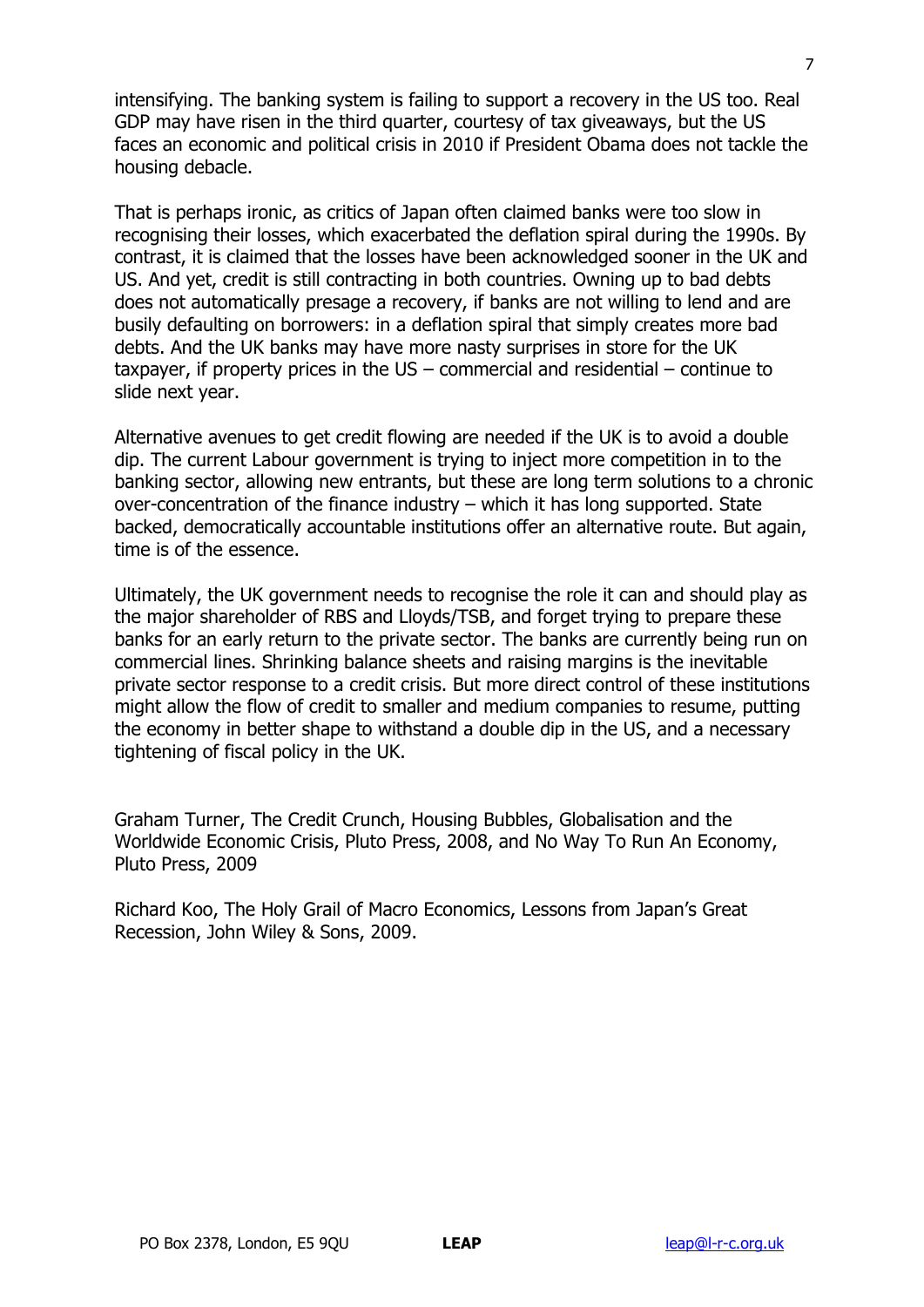intensifying. The banking system is failing to support a recovery in the US too. Real GDP may have risen in the third quarter, courtesy of tax giveaways, but the US faces an economic and political crisis in 2010 if President Obama does not tackle the housing debacle.

That is perhaps ironic, as critics of Japan often claimed banks were too slow in recognising their losses, which exacerbated the deflation spiral during the 1990s. By contrast, it is claimed that the losses have been acknowledged sooner in the UK and US. And yet, credit is still contracting in both countries. Owning up to bad debts does not automatically presage a recovery, if banks are not willing to lend and are busily defaulting on borrowers: in a deflation spiral that simply creates more bad debts. And the UK banks may have more nasty surprises in store for the UK taxpayer, if property prices in the US – commercial and residential – continue to slide next year.

Alternative avenues to get credit flowing are needed if the UK is to avoid a double dip. The current Labour government is trying to inject more competition in to the banking sector, allowing new entrants, but these are long term solutions to a chronic over-concentration of the finance industry – which it has long supported. State backed, democratically accountable institutions offer an alternative route. But again, time is of the essence.

Ultimately, the UK government needs to recognise the role it can and should play as the major shareholder of RBS and Lloyds/TSB, and forget trying to prepare these banks for an early return to the private sector. The banks are currently being run on commercial lines. Shrinking balance sheets and raising margins is the inevitable private sector response to a credit crisis. But more direct control of these institutions might allow the flow of credit to smaller and medium companies to resume, putting the economy in better shape to withstand a double dip in the US, and a necessary tightening of fiscal policy in the UK.

Graham Turner, The Credit Crunch, Housing Bubbles, Globalisation and the Worldwide Economic Crisis, Pluto Press, 2008, and No Way To Run An Economy, Pluto Press, 2009

Richard Koo, The Holy Grail of Macro Economics, Lessons from Japan's Great Recession, John Wiley & Sons, 2009.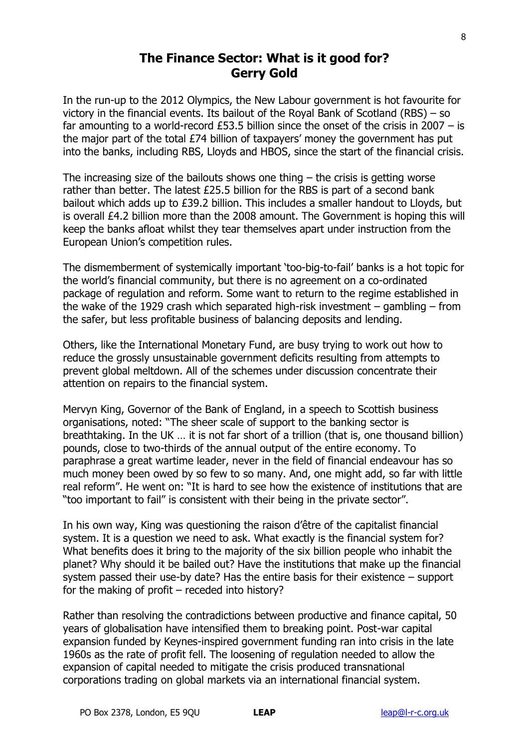## The Finance Sector: What is it good for?
## Gerry Gold

In the run-up to the 2012 Olympics, the New Labour government is hot favourite for victory in the financial events. Its bailout of the Royal Bank of Scotland (RBS) – so far amounting to a world-record £53.5 billion since the onset of the crisis in 2007 – is the major part of the total £74 billion of taxpayers' money the government has put into the banks, including RBS, Lloyds and HBOS, since the start of the financial crisis.

The increasing size of the bailouts shows one thing – the crisis is getting worse rather than better. The latest £25.5 billion for the RBS is part of a second bank bailout which adds up to £39.2 billion. This includes a smaller handout to Lloyds, but is overall £4.2 billion more than the 2008 amount. The Government is hoping this will keep the banks afloat whilst they tear themselves apart under instruction from the European Union's competition rules.

The dismemberment of systemically important 'too-big-to-fail' banks is a hot topic for the world's financial community, but there is no agreement on a co-ordinated package of regulation and reform. Some want to return to the regime established in the wake of the 1929 crash which separated high-risk investment – gambling – from the safer, but less profitable business of balancing deposits and lending.

Others, like the International Monetary Fund, are busy trying to work out how to reduce the grossly unsustainable government deficits resulting from attempts to prevent global meltdown. All of the schemes under discussion concentrate their attention on repairs to the financial system.

Mervyn King, Governor of the Bank of England, in a speech to Scottish business organisations, noted: "The sheer scale of support to the banking sector is breathtaking. In the UK … it is not far short of a trillion (that is, one thousand billion) pounds, close to two-thirds of the annual output of the entire economy. To paraphrase a great wartime leader, never in the field of financial endeavour has so much money been owed by so few to so many. And, one might add, so far with little real reform". He went on: "It is hard to see how the existence of institutions that are "too important to fail" is consistent with their being in the private sector".

In his own way, King was questioning the raison d'être of the capitalist financial system. It is a question we need to ask. What exactly is the financial system for? What benefits does it bring to the majority of the six billion people who inhabit the planet? Why should it be bailed out? Have the institutions that make up the financial system passed their use-by date? Has the entire basis for their existence – support for the making of profit – receded into history?

Rather than resolving the contradictions between productive and finance capital, 50 years of globalisation have intensified them to breaking point. Post-war capital expansion funded by Keynes-inspired government funding ran into crisis in the late 1960s as the rate of profit fell. The loosening of regulation needed to allow the expansion of capital needed to mitigate the crisis produced transnational corporations trading on global markets via an international financial system.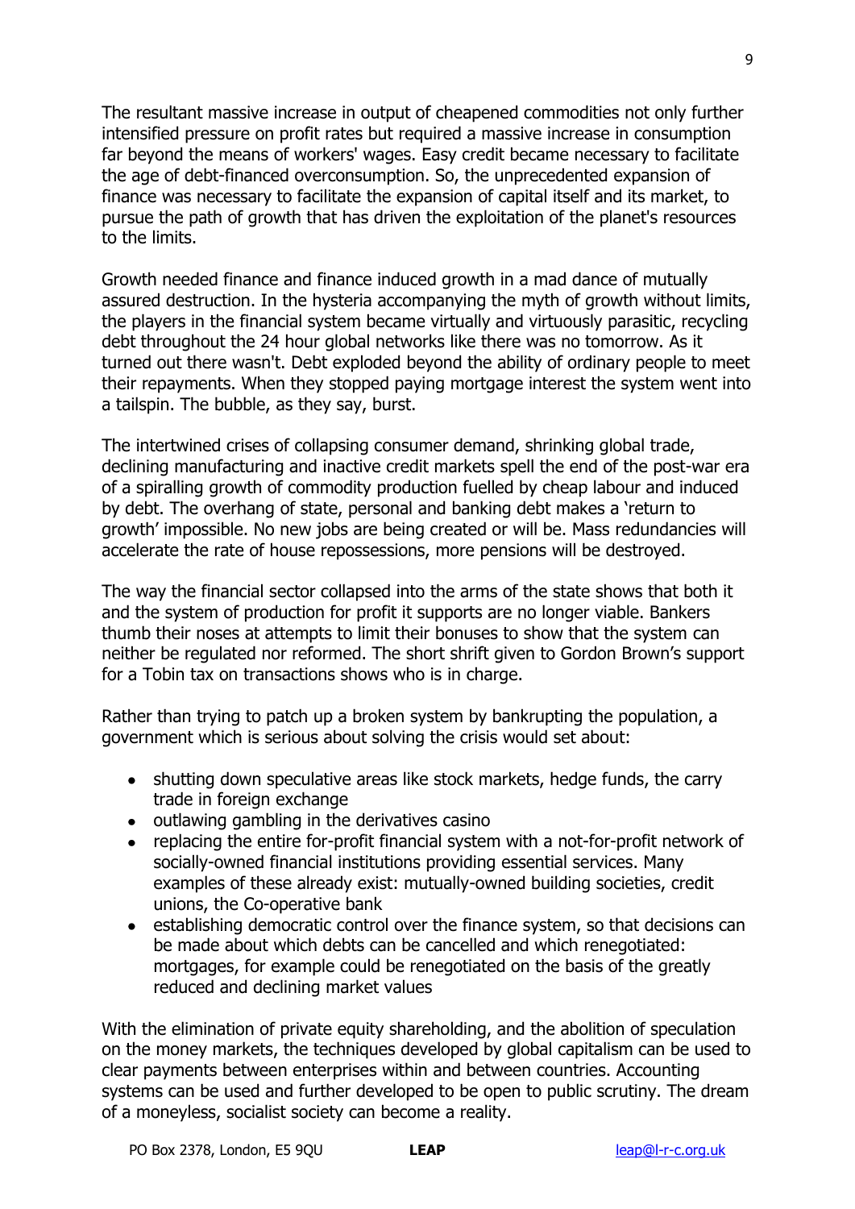The resultant massive increase in output of cheapened commodities not only further intensified pressure on profit rates but required a massive increase in consumption far beyond the means of workers' wages. Easy credit became necessary to facilitate the age of debt-financed overconsumption. So, the unprecedented expansion of finance was necessary to facilitate the expansion of capital itself and its market, to pursue the path of growth that has driven the exploitation of the planet's resources to the limits.

Growth needed finance and finance induced growth in a mad dance of mutually assured destruction. In the hysteria accompanying the myth of growth without limits, the players in the financial system became virtually and virtuously parasitic, recycling debt throughout the 24 hour global networks like there was no tomorrow. As it turned out there wasn't. Debt exploded beyond the ability of ordinary people to meet their repayments. When they stopped paying mortgage interest the system went into a tailspin. The bubble, as they say, burst.

The intertwined crises of collapsing consumer demand, shrinking global trade, declining manufacturing and inactive credit markets spell the end of the post-war era of a spiralling growth of commodity production fuelled by cheap labour and induced by debt. The overhang of state, personal and banking debt makes a 'return to growth' impossible. No new jobs are being created or will be. Mass redundancies will accelerate the rate of house repossessions, more pensions will be destroyed.

The way the financial sector collapsed into the arms of the state shows that both it and the system of production for profit it supports are no longer viable. Bankers thumb their noses at attempts to limit their bonuses to show that the system can neither be regulated nor reformed. The short shrift given to Gordon Brown's support for a Tobin tax on transactions shows who is in charge.

Rather than trying to patch up a broken system by bankrupting the population, a government which is serious about solving the crisis would set about:

- shutting down speculative areas like stock markets, hedge funds, the carry trade in foreign exchange
- outlawing gambling in the derivatives casino
- replacing the entire for-profit financial system with a not-for-profit network of socially-owned financial institutions providing essential services. Many examples of these already exist: mutually-owned building societies, credit unions, the Co-operative bank
- establishing democratic control over the finance system, so that decisions can be made about which debts can be cancelled and which renegotiated: mortgages, for example could be renegotiated on the basis of the greatly reduced and declining market values

With the elimination of private equity shareholding, and the abolition of speculation on the money markets, the techniques developed by global capitalism can be used to clear payments between enterprises within and between countries. Accounting systems can be used and further developed to be open to public scrutiny. The dream of a moneyless, socialist society can become a reality.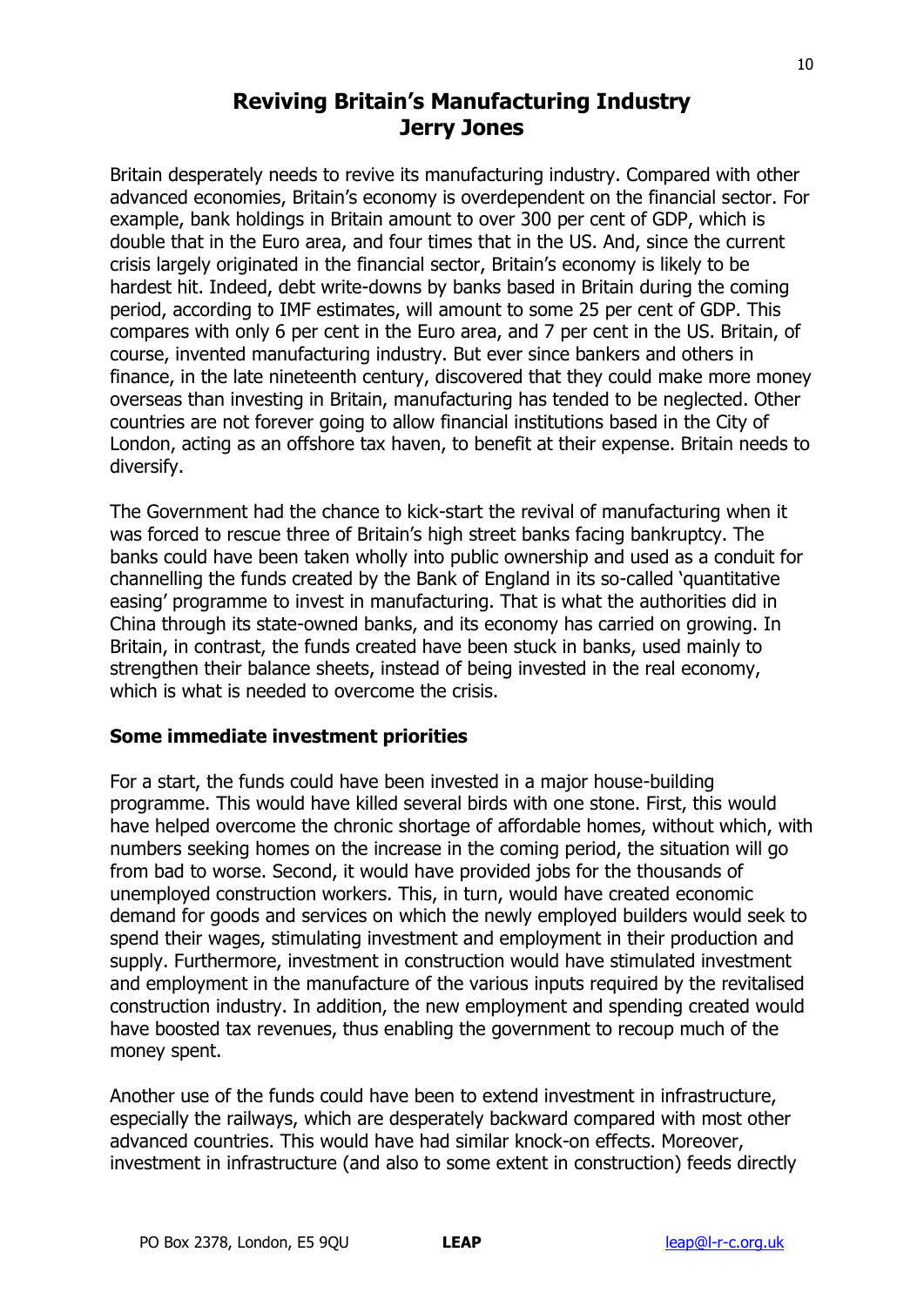# Reviving Britain's Manufacturing Industry
## Jerry Jones

Britain desperately needs to revive its manufacturing industry. Compared with other advanced economies, Britain's economy is overdependent on the financial sector. For example, bank holdings in Britain amount to over 300 per cent of GDP, which is double that in the Euro area, and four times that in the US. And, since the current crisis largely originated in the financial sector, Britain's economy is likely to be hardest hit. Indeed, debt write-downs by banks based in Britain during the coming period, according to IMF estimates, will amount to some 25 per cent of GDP. This compares with only 6 per cent in the Euro area, and 7 per cent in the US. Britain, of course, invented manufacturing industry. But ever since bankers and others in finance, in the late nineteenth century, discovered that they could make more money overseas than investing in Britain, manufacturing has tended to be neglected. Other countries are not forever going to allow financial institutions based in the City of London, acting as an offshore tax haven, to benefit at their expense. Britain needs to diversify.

The Government had the chance to kick-start the revival of manufacturing when it was forced to rescue three of Britain's high street banks facing bankruptcy. The banks could have been taken wholly into public ownership and used as a conduit for channelling the funds created by the Bank of England in its so-called 'quantitative easing' programme to invest in manufacturing. That is what the authorities did in China through its state-owned banks, and its economy has carried on growing. In Britain, in contrast, the funds created have been stuck in banks, used mainly to strengthen their balance sheets, instead of being invested in the real economy, which is what is needed to overcome the crisis.

### Some immediate investment priorities

For a start, the funds could have been invested in a major house-building programme. This would have killed several birds with one stone. First, this would have helped overcome the chronic shortage of affordable homes, without which, with numbers seeking homes on the increase in the coming period, the situation will go from bad to worse. Second, it would have provided jobs for the thousands of unemployed construction workers. This, in turn, would have created economic demand for goods and services on which the newly employed builders would seek to spend their wages, stimulating investment and employment in their production and supply. Furthermore, investment in construction would have stimulated investment and employment in the manufacture of the various inputs required by the revitalised construction industry. In addition, the new employment and spending created would have boosted tax revenues, thus enabling the government to recoup much of the money spent.

Another use of the funds could have been to extend investment in infrastructure, especially the railways, which are desperately backward compared with most other advanced countries. This would have had similar knock-on effects. Moreover, investment in infrastructure (and also to some extent in construction) feeds directly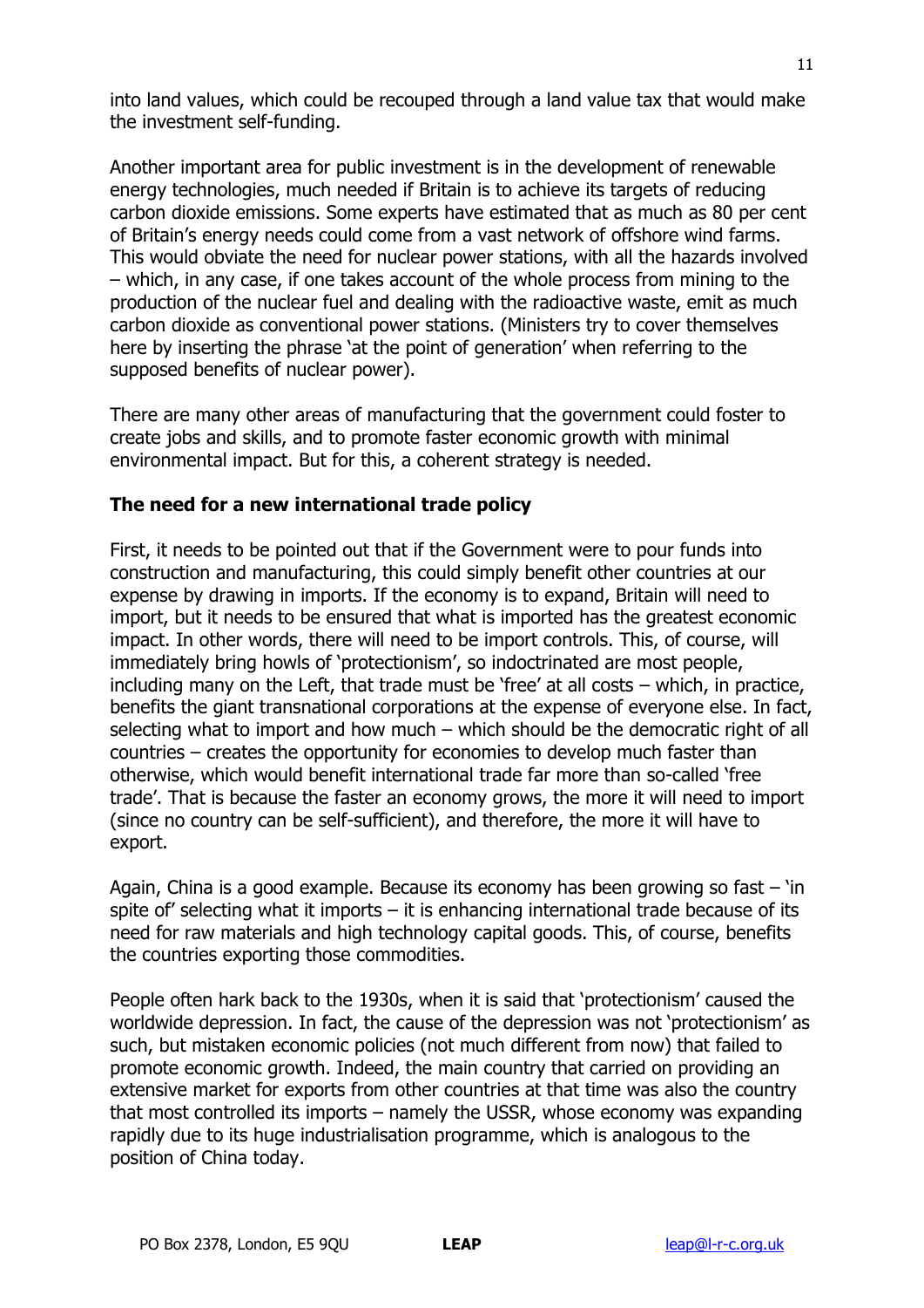into land values, which could be recouped through a land value tax that would make the investment self-funding.

Another important area for public investment is in the development of renewable energy technologies, much needed if Britain is to achieve its targets of reducing carbon dioxide emissions. Some experts have estimated that as much as 80 per cent of Britain's energy needs could come from a vast network of offshore wind farms. This would obviate the need for nuclear power stations, with all the hazards involved – which, in any case, if one takes account of the whole process from mining to the production of the nuclear fuel and dealing with the radioactive waste, emit as much carbon dioxide as conventional power stations. (Ministers try to cover themselves here by inserting the phrase 'at the point of generation' when referring to the supposed benefits of nuclear power).

There are many other areas of manufacturing that the government could foster to create jobs and skills, and to promote faster economic growth with minimal environmental impact. But for this, a coherent strategy is needed.

### The need for a new international trade policy

First, it needs to be pointed out that if the Government were to pour funds into construction and manufacturing, this could simply benefit other countries at our expense by drawing in imports. If the economy is to expand, Britain will need to import, but it needs to be ensured that what is imported has the greatest economic impact. In other words, there will need to be import controls. This, of course, will immediately bring howls of 'protectionism', so indoctrinated are most people, including many on the Left, that trade must be 'free' at all costs – which, in practice, benefits the giant transnational corporations at the expense of everyone else. In fact, selecting what to import and how much – which should be the democratic right of all countries – creates the opportunity for economies to develop much faster than otherwise, which would benefit international trade far more than so-called 'free trade'. That is because the faster an economy grows, the more it will need to import (since no country can be self-sufficient), and therefore, the more it will have to export.

Again, China is a good example. Because its economy has been growing so fast – 'in spite of' selecting what it imports – it is enhancing international trade because of its need for raw materials and high technology capital goods. This, of course, benefits the countries exporting those commodities.

People often hark back to the 1930s, when it is said that 'protectionism' caused the worldwide depression. In fact, the cause of the depression was not 'protectionism' as such, but mistaken economic policies (not much different from now) that failed to promote economic growth. Indeed, the main country that carried on providing an extensive market for exports from other countries at that time was also the country that most controlled its imports – namely the USSR, whose economy was expanding rapidly due to its huge industrialisation programme, which is analogous to the position of China today.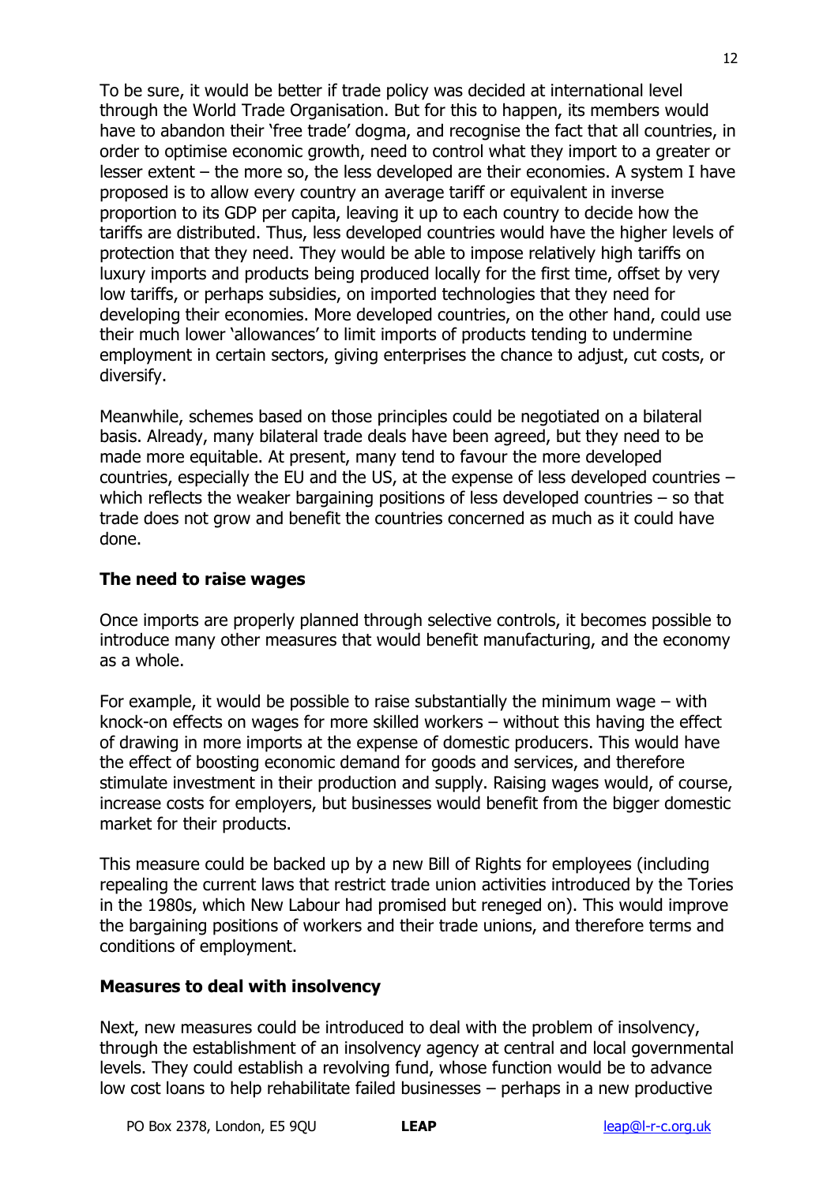To be sure, it would be better if trade policy was decided at international level through the World Trade Organisation. But for this to happen, its members would have to abandon their 'free trade' dogma, and recognise the fact that all countries, in order to optimise economic growth, need to control what they import to a greater or lesser extent – the more so, the less developed are their economies. A system I have proposed is to allow every country an average tariff or equivalent in inverse proportion to its GDP per capita, leaving it up to each country to decide how the tariffs are distributed. Thus, less developed countries would have the higher levels of protection that they need. They would be able to impose relatively high tariffs on luxury imports and products being produced locally for the first time, offset by very low tariffs, or perhaps subsidies, on imported technologies that they need for developing their economies. More developed countries, on the other hand, could use their much lower 'allowances' to limit imports of products tending to undermine employment in certain sectors, giving enterprises the chance to adjust, cut costs, or diversify.

Meanwhile, schemes based on those principles could be negotiated on a bilateral basis. Already, many bilateral trade deals have been agreed, but they need to be made more equitable. At present, many tend to favour the more developed countries, especially the EU and the US, at the expense of less developed countries – which reflects the weaker bargaining positions of less developed countries – so that trade does not grow and benefit the countries concerned as much as it could have done.

## The need to raise wages

Once imports are properly planned through selective controls, it becomes possible to introduce many other measures that would benefit manufacturing, and the economy as a whole.

For example, it would be possible to raise substantially the minimum wage – with knock-on effects on wages for more skilled workers – without this having the effect of drawing in more imports at the expense of domestic producers. This would have the effect of boosting economic demand for goods and services, and therefore stimulate investment in their production and supply. Raising wages would, of course, increase costs for employers, but businesses would benefit from the bigger domestic market for their products.

This measure could be backed up by a new Bill of Rights for employees (including repealing the current laws that restrict trade union activities introduced by the Tories in the 1980s, which New Labour had promised but reneged on). This would improve the bargaining positions of workers and their trade unions, and therefore terms and conditions of employment.

## Measures to deal with insolvency

Next, new measures could be introduced to deal with the problem of insolvency, through the establishment of an insolvency agency at central and local governmental levels. They could establish a revolving fund, whose function would be to advance low cost loans to help rehabilitate failed businesses – perhaps in a new productive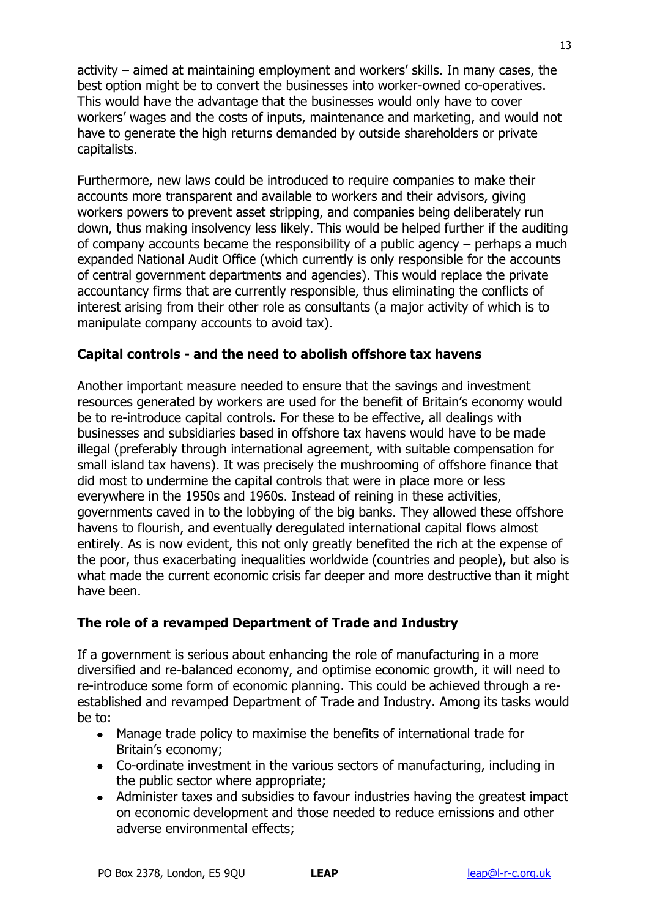activity – aimed at maintaining employment and workers' skills. In many cases, the best option might be to convert the businesses into worker-owned co-operatives. This would have the advantage that the businesses would only have to cover workers' wages and the costs of inputs, maintenance and marketing, and would not have to generate the high returns demanded by outside shareholders or private capitalists.

Furthermore, new laws could be introduced to require companies to make their accounts more transparent and available to workers and their advisors, giving workers powers to prevent asset stripping, and companies being deliberately run down, thus making insolvency less likely. This would be helped further if the auditing of company accounts became the responsibility of a public agency – perhaps a much expanded National Audit Office (which currently is only responsible for the accounts of central government departments and agencies). This would replace the private accountancy firms that are currently responsible, thus eliminating the conflicts of interest arising from their other role as consultants (a major activity of which is to manipulate company accounts to avoid tax).

### Capital controls - and the need to abolish offshore tax havens

Another important measure needed to ensure that the savings and investment resources generated by workers are used for the benefit of Britain's economy would be to re-introduce capital controls. For these to be effective, all dealings with businesses and subsidiaries based in offshore tax havens would have to be made illegal (preferably through international agreement, with suitable compensation for small island tax havens). It was precisely the mushrooming of offshore finance that did most to undermine the capital controls that were in place more or less everywhere in the 1950s and 1960s. Instead of reining in these activities, governments caved in to the lobbying of the big banks. They allowed these offshore havens to flourish, and eventually deregulated international capital flows almost entirely. As is now evident, this not only greatly benefited the rich at the expense of the poor, thus exacerbating inequalities worldwide (countries and people), but also is what made the current economic crisis far deeper and more destructive than it might have been.

### The role of a revamped Department of Trade and Industry

If a government is serious about enhancing the role of manufacturing in a more diversified and re-balanced economy, and optimise economic growth, it will need to re-introduce some form of economic planning. This could be achieved through a re-established and revamped Department of Trade and Industry. Among its tasks would be to:

- Manage trade policy to maximise the benefits of international trade for Britain's economy;
- Co-ordinate investment in the various sectors of manufacturing, including in the public sector where appropriate;
- Administer taxes and subsidies to favour industries having the greatest impact on economic development and those needed to reduce emissions and other adverse environmental effects;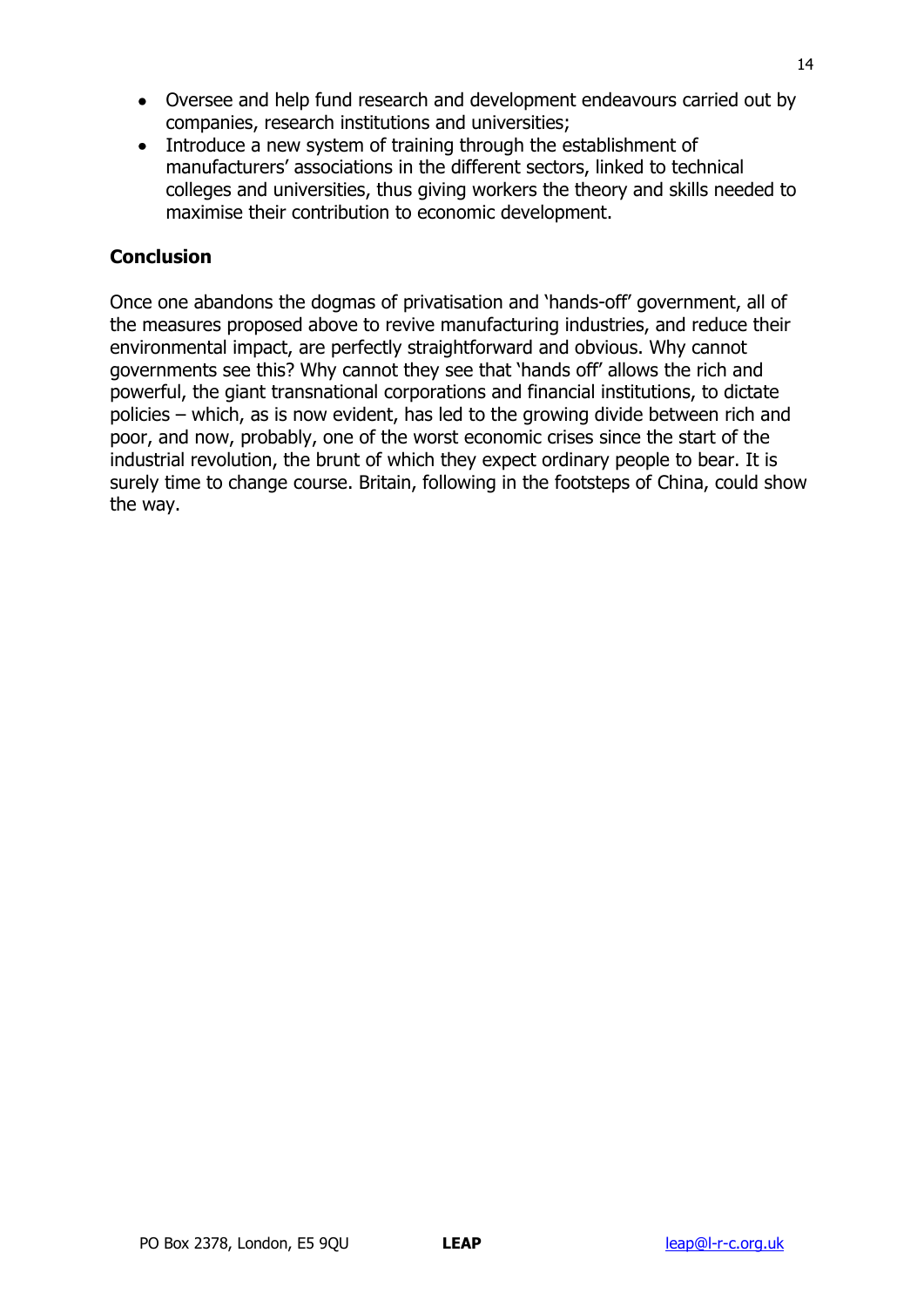- Oversee and help fund research and development endeavours carried out by companies, research institutions and universities;
- Introduce a new system of training through the establishment of manufacturers' associations in the different sectors, linked to technical colleges and universities, thus giving workers the theory and skills needed to maximise their contribution to economic development.

**Conclusion**

Once one abandons the dogmas of privatisation and 'hands-off' government, all of the measures proposed above to revive manufacturing industries, and reduce their environmental impact, are perfectly straightforward and obvious. Why cannot governments see this? Why cannot they see that 'hands off' allows the rich and powerful, the giant transnational corporations and financial institutions, to dictate policies – which, as is now evident, has led to the growing divide between rich and poor, and now, probably, one of the worst economic crises since the start of the industrial revolution, the brunt of which they expect ordinary people to bear. It is surely time to change course. Britain, following in the footsteps of China, could show the way.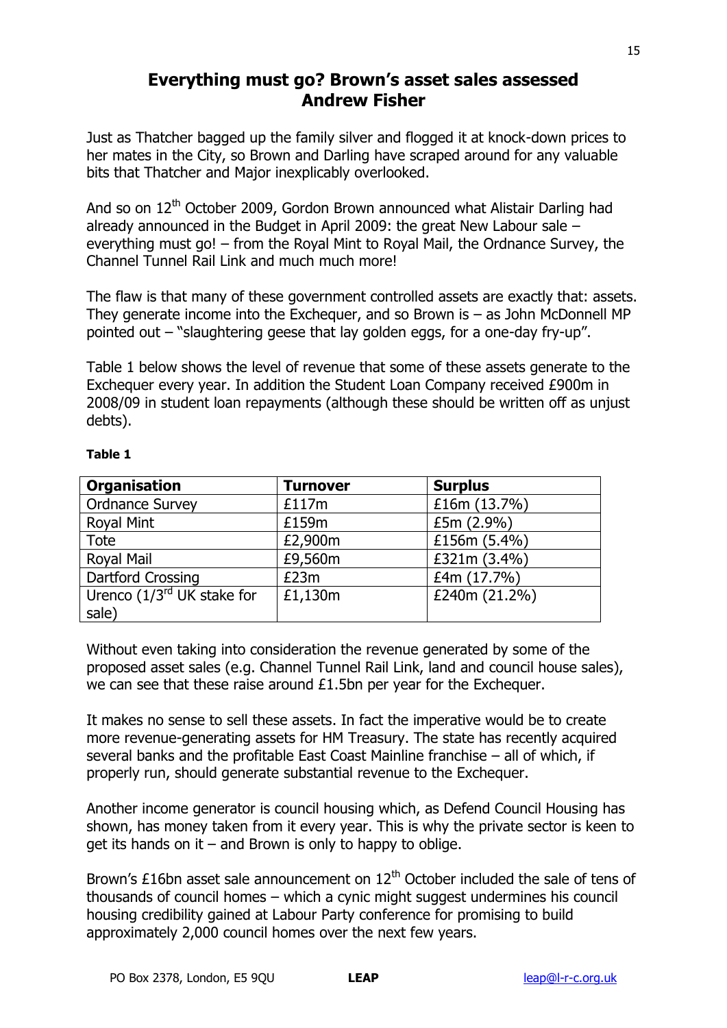# Everything must go? Brown's asset sales assessed

## Andrew Fisher

Just as Thatcher bagged up the family silver and flogged it at knock-down prices to her mates in the City, so Brown and Darling have scraped around for any valuable bits that Thatcher and Major inexplicably overlooked.

And so on 12th October 2009, Gordon Brown announced what Alistair Darling had already announced in the Budget in April 2009: the great New Labour sale – everything must go! – from the Royal Mint to Royal Mail, the Ordnance Survey, the Channel Tunnel Rail Link and much much more!

The flaw is that many of these government controlled assets are exactly that: assets. They generate income into the Exchequer, and so Brown is – as John McDonnell MP pointed out – "slaughtering geese that lay golden eggs, for a one-day fry-up".

Table 1 below shows the level of revenue that some of these assets generate to the Exchequer every year. In addition the Student Loan Company received £900m in 2008/09 in student loan repayments (although these should be written off as unjust debts).

**Table 1**

| Organisation | Turnover | Surplus |
|---|---|---|
| Ordnance Survey | £117m | £16m (13.7%) |
| Royal Mint | £159m | £5m (2.9%) |
| Tote | £2,900m | £156m (5.4%) |
| Royal Mail | £9,560m | £321m (3.4%) |
| Dartford Crossing | £23m | £4m (17.7%) |
| Urenco (1/3rd UK stake for sale) | £1,130m | £240m (21.2%) |

Without even taking into consideration the revenue generated by some of the proposed asset sales (e.g. Channel Tunnel Rail Link, land and council house sales), we can see that these raise around £1.5bn per year for the Exchequer.

It makes no sense to sell these assets. In fact the imperative would be to create more revenue-generating assets for HM Treasury. The state has recently acquired several banks and the profitable East Coast Mainline franchise – all of which, if properly run, should generate substantial revenue to the Exchequer.

Another income generator is council housing which, as Defend Council Housing has shown, has money taken from it every year. This is why the private sector is keen to get its hands on it – and Brown is only to happy to oblige.

Brown's £16bn asset sale announcement on 12th October included the sale of tens of thousands of council homes – which a cynic might suggest undermines his council housing credibility gained at Labour Party conference for promising to build approximately 2,000 council homes over the next few years.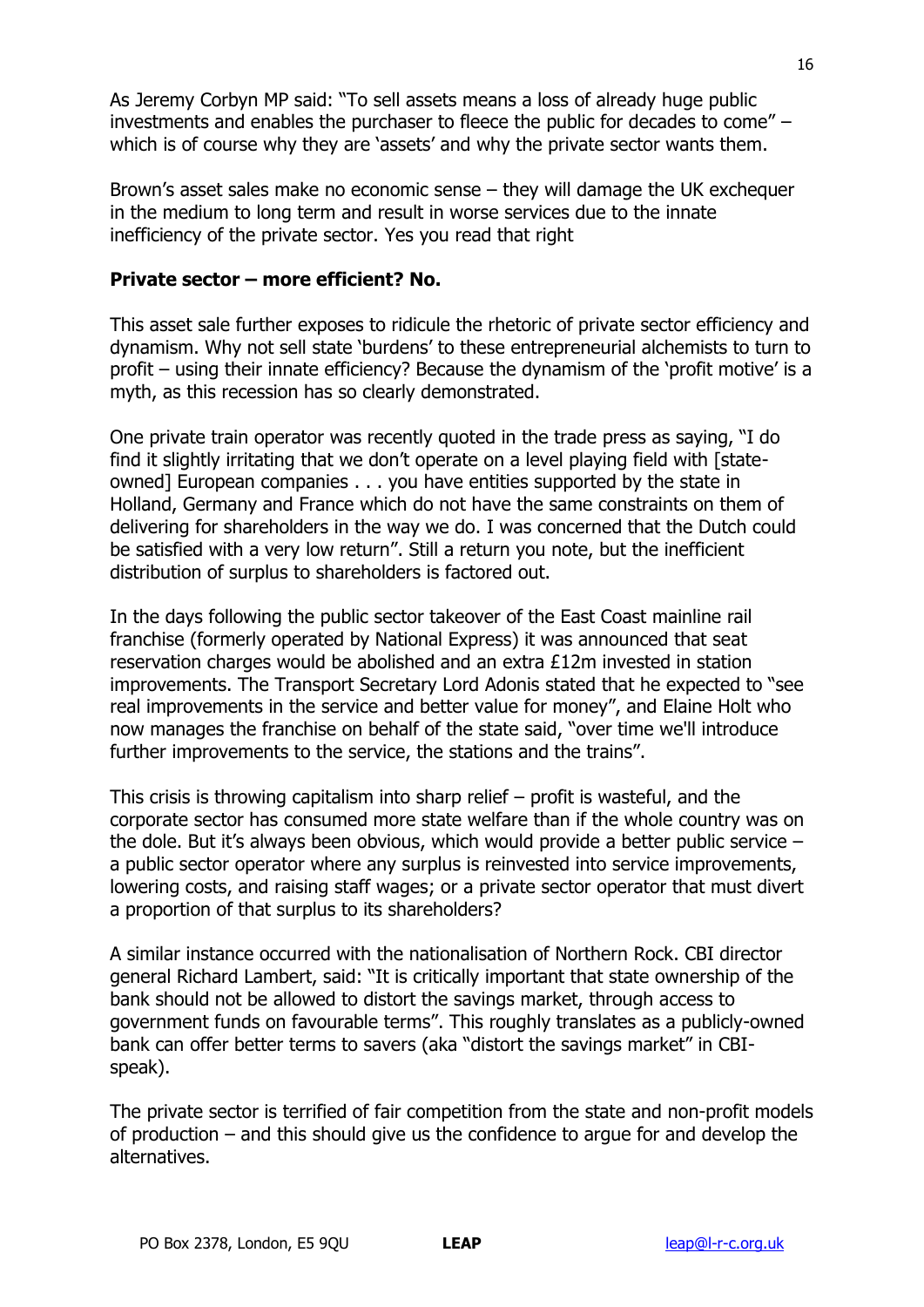As Jeremy Corbyn MP said: "To sell assets means a loss of already huge public investments and enables the purchaser to fleece the public for decades to come" – which is of course why they are 'assets' and why the private sector wants them.

Brown's asset sales make no economic sense – they will damage the UK exchequer in the medium to long term and result in worse services due to the innate inefficiency of the private sector. Yes you read that right

**Private sector – more efficient? No.**

This asset sale further exposes to ridicule the rhetoric of private sector efficiency and dynamism. Why not sell state 'burdens' to these entrepreneurial alchemists to turn to profit – using their innate efficiency? Because the dynamism of the 'profit motive' is a myth, as this recession has so clearly demonstrated.

One private train operator was recently quoted in the trade press as saying, "I do find it slightly irritating that we don't operate on a level playing field with [state-owned] European companies . . . you have entities supported by the state in Holland, Germany and France which do not have the same constraints on them of delivering for shareholders in the way we do. I was concerned that the Dutch could be satisfied with a very low return". Still a return you note, but the inefficient distribution of surplus to shareholders is factored out.

In the days following the public sector takeover of the East Coast mainline rail franchise (formerly operated by National Express) it was announced that seat reservation charges would be abolished and an extra £12m invested in station improvements. The Transport Secretary Lord Adonis stated that he expected to "see real improvements in the service and better value for money", and Elaine Holt who now manages the franchise on behalf of the state said, "over time we'll introduce further improvements to the service, the stations and the trains".

This crisis is throwing capitalism into sharp relief – profit is wasteful, and the corporate sector has consumed more state welfare than if the whole country was on the dole. But it's always been obvious, which would provide a better public service – a public sector operator where any surplus is reinvested into service improvements, lowering costs, and raising staff wages; or a private sector operator that must divert a proportion of that surplus to its shareholders?

A similar instance occurred with the nationalisation of Northern Rock. CBI director general Richard Lambert, said: "It is critically important that state ownership of the bank should not be allowed to distort the savings market, through access to government funds on favourable terms". This roughly translates as a publicly-owned bank can offer better terms to savers (aka "distort the savings market" in CBI-speak).

The private sector is terrified of fair competition from the state and non-profit models of production – and this should give us the confidence to argue for and develop the alternatives.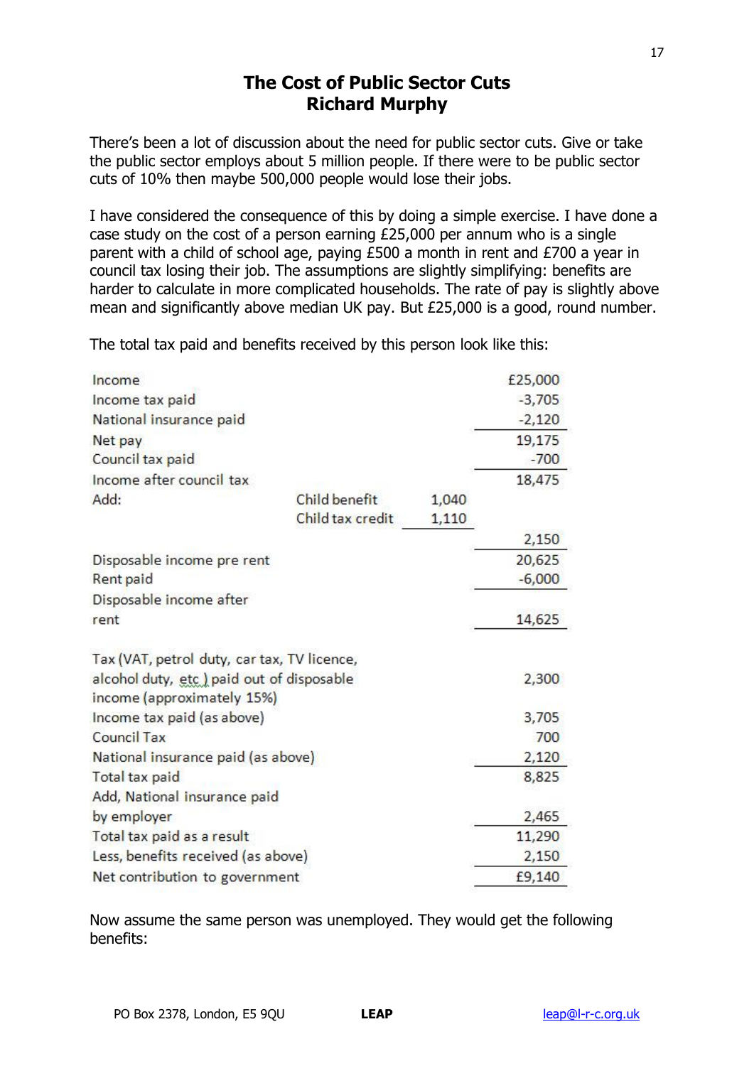# The Cost of Public Sector Cuts
## Richard Murphy

There's been a lot of discussion about the need for public sector cuts. Give or take the public sector employs about 5 million people. If there were to be public sector cuts of 10% then maybe 500,000 people would lose their jobs.

I have considered the consequence of this by doing a simple exercise. I have done a case study on the cost of a person earning £25,000 per annum who is a single parent with a child of school age, paying £500 a month in rent and £700 a year in council tax losing their job. The assumptions are slightly simplifying: benefits are harder to calculate in more complicated households. The rate of pay is slightly above mean and significantly above median UK pay. But £25,000 is a good, round number.

The total tax paid and benefits received by this person look like this:

| | | | |
|---|---|---|---|
| Income | | | £25,000 |
| Income tax paid | | | -3,705 |
| National insurance paid | | | -2,120 |
| Net pay | | | 19,175 |
| Council tax paid | | | -700 |
| Income after council tax | | | 18,475 |
| Add: | Child benefit | 1,040 | |
| | Child tax credit | 1,110 | |
| | | | 2,150 |
| Disposable income pre rent | | | 20,625 |
| Rent paid | | | -6,000 |
| Disposable income after rent | | | 14,625 |
| | | | |
| Tax (VAT, petrol duty, car tax, TV licence, alcohol duty, etc.) paid out of disposable income (approximately 15%) | | | 2,300 |
| Income tax paid (as above) | | | 3,705 |
| Council Tax | | | 700 |
| National insurance paid (as above) | | | 2,120 |
| Total tax paid | | | 8,825 |
| Add, National insurance paid by employer | | | 2,465 |
| Total tax paid as a result | | | 11,290 |
| Less, benefits received (as above) | | | 2,150 |
| Net contribution to government | | | £9,140 |

Now assume the same person was unemployed. They would get the following benefits: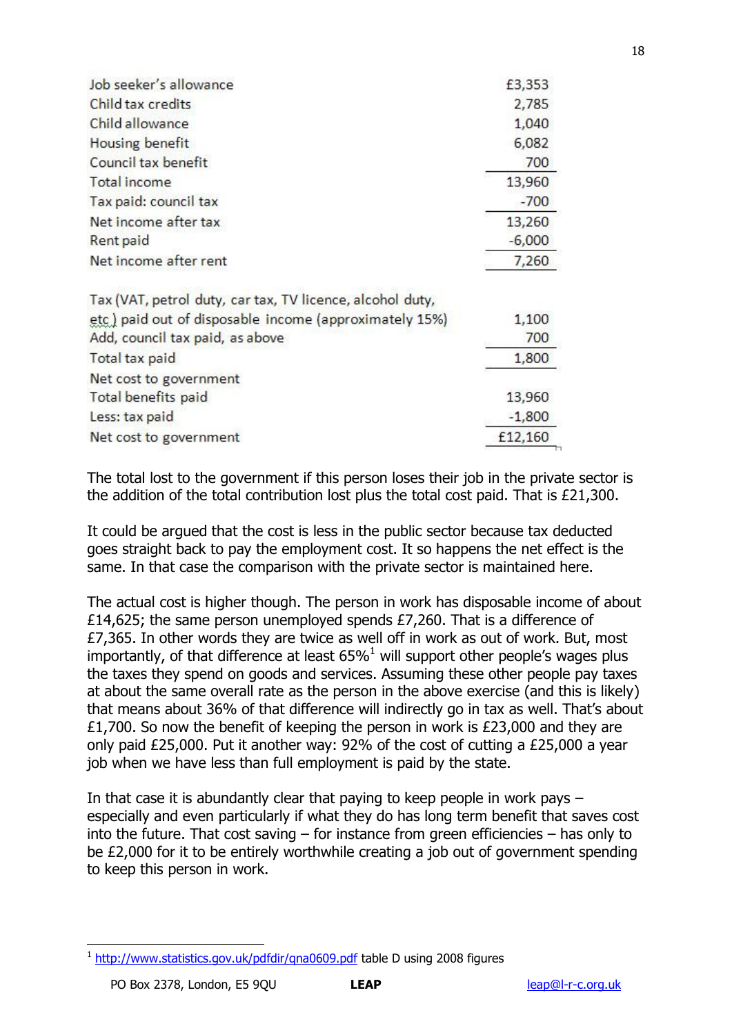| | |
|---|---|
| Job seeker's allowance | £3,353 |
| Child tax credits | 2,785 |
| Child allowance | 1,040 |
| Housing benefit | 6,082 |
| Council tax benefit | 700 |
| Total income | 13,960 |
| Tax paid: council tax | -700 |
| Net income after tax | 13,260 |
| Rent paid | -6,000 |
| Net income after rent | 7,260 |
| | |
| Tax (VAT, petrol duty, car tax, TV licence, alcohol duty, etc.) paid out of disposable income (approximately 15%) | 1,100 |
| Add, council tax paid, as above | 700 |
| Total tax paid | 1,800 |
| Net cost to government | |
| Total benefits paid | 13,960 |
| Less: tax paid | -1,800 |
| Net cost to government | £12,160 |

The total lost to the government if this person loses their job in the private sector is the addition of the total contribution lost plus the total cost paid. That is £21,300.

It could be argued that the cost is less in the public sector because tax deducted goes straight back to pay the employment cost. It so happens the net effect is the same. In that case the comparison with the private sector is maintained here.

The actual cost is higher though. The person in work has disposable income of about £14,625; the same person unemployed spends £7,260. That is a difference of £7,365. In other words they are twice as well off in work as out of work. But, most importantly, of that difference at least 65%[1] will support other people's wages plus the taxes they spend on goods and services. Assuming these other people pay taxes at about the same overall rate as the person in the above exercise (and this is likely) that means about 36% of that difference will indirectly go in tax as well. That's about £1,700. So now the benefit of keeping the person in work is £23,000 and they are only paid £25,000. Put it another way: 92% of the cost of cutting a £25,000 a year job when we have less than full employment is paid by the state.

In that case it is abundantly clear that paying to keep people in work pays – especially and even particularly if what they do has long term benefit that saves cost into the future. That cost saving – for instance from green efficiencies – has only to be £2,000 for it to be entirely worthwhile creating a job out of government spending to keep this person in work.

---

[1] http://www.statistics.gov.uk/pdfdir/qna0609.pdf table D using 2008 figures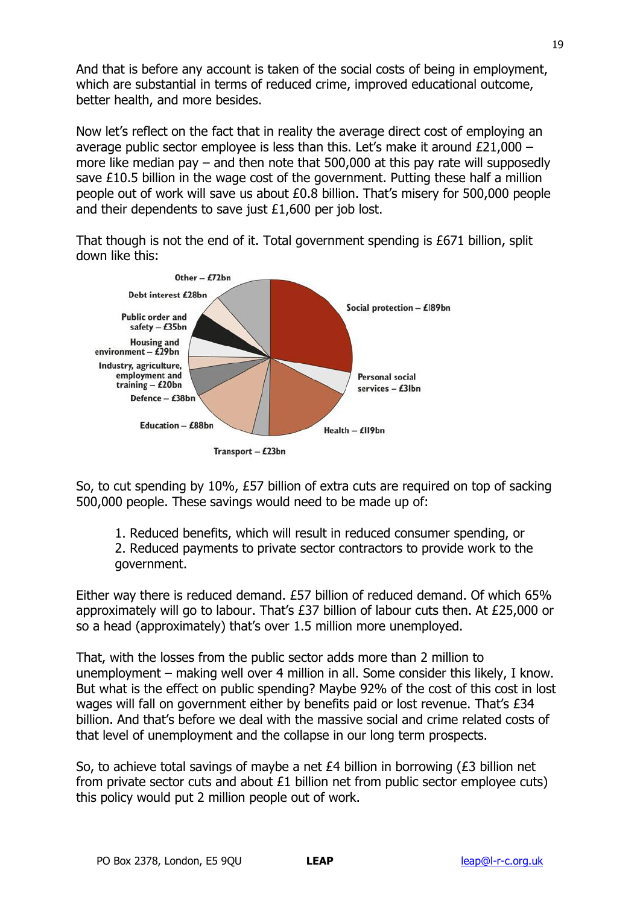And that is before any account is taken of the social costs of being in employment, which are substantial in terms of reduced crime, improved educational outcome, better health, and more besides.

Now let's reflect on the fact that in reality the average direct cost of employing an average public sector employee is less than this. Let's make it around £21,000 – more like median pay – and then note that 500,000 at this pay rate will supposedly save £10.5 billion in the wage cost of the government. Putting these half a million people out of work will save us about £0.8 billion. That's misery for 500,000 people and their dependents to save just £1,600 per job lost.

That though is not the end of it. Total government spending is £671 billion, split down like this:

- Social protection – £189bn
- Personal social services – £31bn
- Health – £119bn
- Transport – £23bn
- Education – £88bn
- Defence – £38bn
- Industry, agriculture, employment and training – £20bn
- Housing and environment – £29bn
- Public order and safety – £35bn
- Debt interest £28bn
- Other – £72bn

So, to cut spending by 10%, £57 billion of extra cuts are required on top of sacking 500,000 people. These savings would need to be made up of:

1. Reduced benefits, which will result in reduced consumer spending, or
2. Reduced payments to private sector contractors to provide work to the government.

Either way there is reduced demand. £57 billion of reduced demand. Of which 65% approximately will go to labour. That's £37 billion of labour cuts then. At £25,000 or so a head (approximately) that's over 1.5 million more unemployed.

That, with the losses from the public sector adds more than 2 million to unemployment – making well over 4 million in all. Some consider this likely, I know. But what is the effect on public spending? Maybe 92% of the cost of this cost in lost wages will fall on government either by benefits paid or lost revenue. That's £34 billion. And that's before we deal with the massive social and crime related costs of that level of unemployment and the collapse in our long term prospects.

So, to achieve total savings of maybe a net £4 billion in borrowing (£3 billion net from private sector cuts and about £1 billion net from public sector employee cuts) this policy would put 2 million people out of work.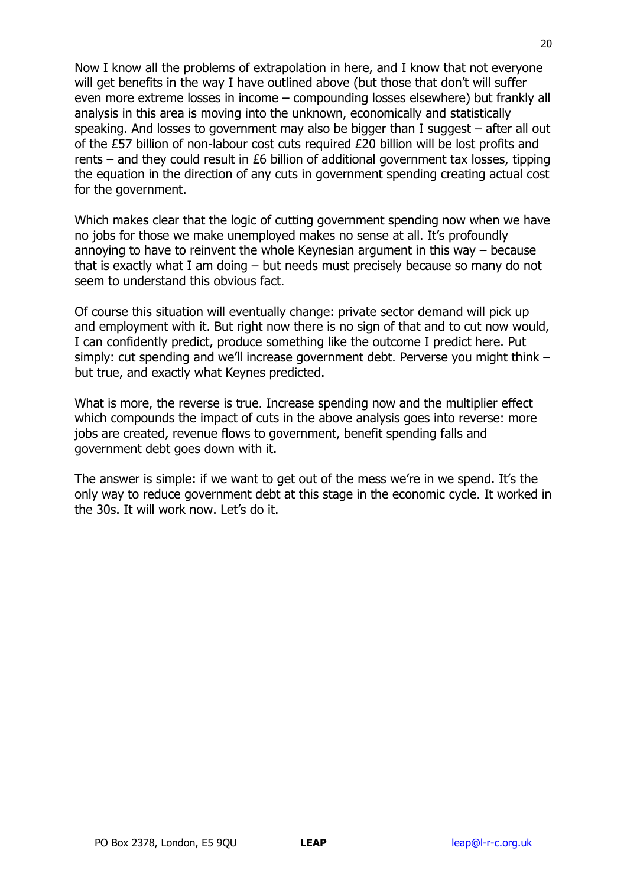Now I know all the problems of extrapolation in here, and I know that not everyone will get benefits in the way I have outlined above (but those that don't will suffer even more extreme losses in income – compounding losses elsewhere) but frankly all analysis in this area is moving into the unknown, economically and statistically speaking. And losses to government may also be bigger than I suggest – after all out of the £57 billion of non-labour cost cuts required £20 billion will be lost profits and rents – and they could result in £6 billion of additional government tax losses, tipping the equation in the direction of any cuts in government spending creating actual cost for the government.

Which makes clear that the logic of cutting government spending now when we have no jobs for those we make unemployed makes no sense at all. It's profoundly annoying to have to reinvent the whole Keynesian argument in this way – because that is exactly what I am doing – but needs must precisely because so many do not seem to understand this obvious fact.

Of course this situation will eventually change: private sector demand will pick up and employment with it. But right now there is no sign of that and to cut now would, I can confidently predict, produce something like the outcome I predict here. Put simply: cut spending and we'll increase government debt. Perverse you might think – but true, and exactly what Keynes predicted.

What is more, the reverse is true. Increase spending now and the multiplier effect which compounds the impact of cuts in the above analysis goes into reverse: more jobs are created, revenue flows to government, benefit spending falls and government debt goes down with it.

The answer is simple: if we want to get out of the mess we're in we spend. It's the only way to reduce government debt at this stage in the economic cycle. It worked in the 30s. It will work now. Let's do it.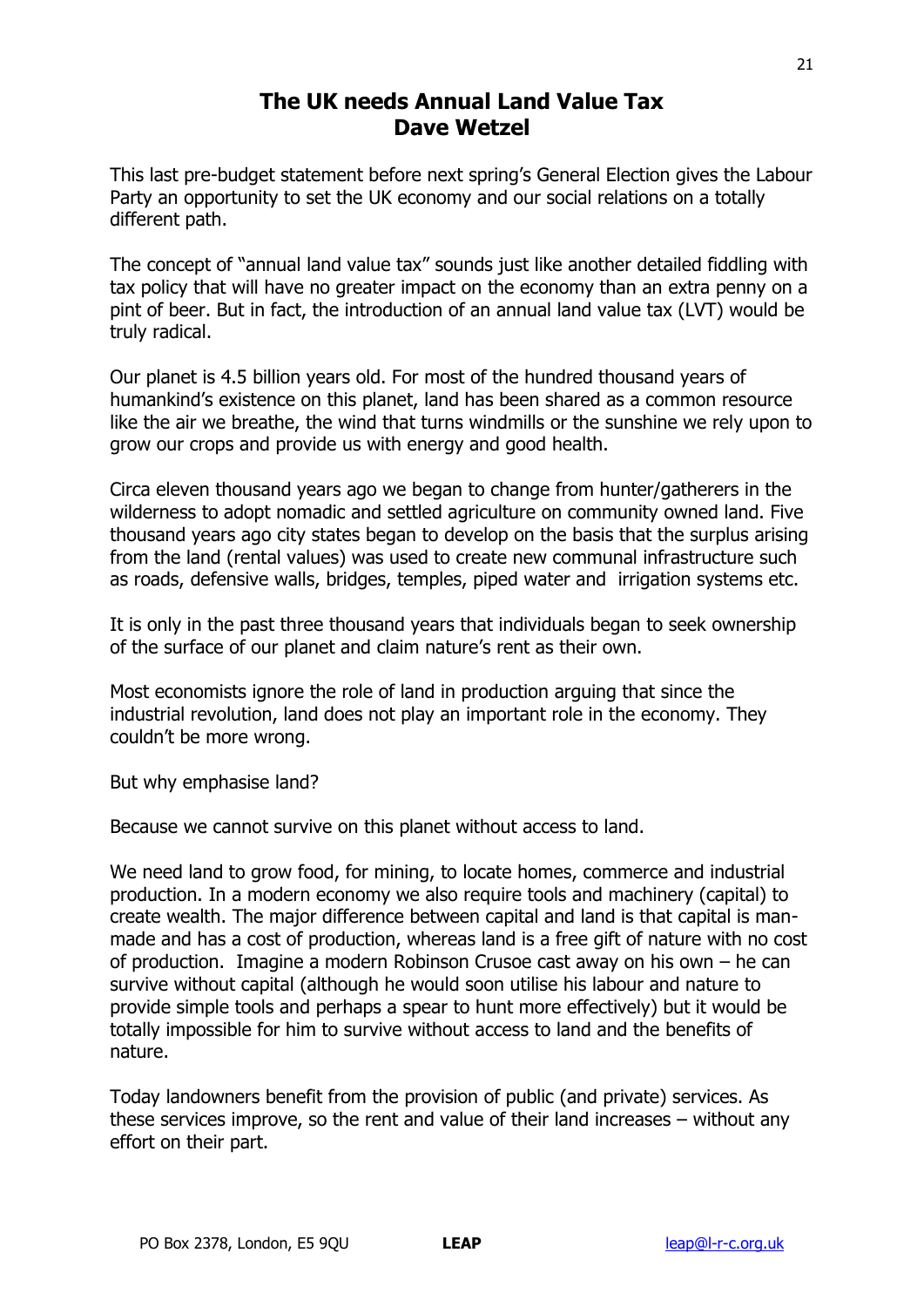# The UK needs Annual Land Value Tax
## Dave Wetzel

This last pre-budget statement before next spring's General Election gives the Labour Party an opportunity to set the UK economy and our social relations on a totally different path.

The concept of "annual land value tax" sounds just like another detailed fiddling with tax policy that will have no greater impact on the economy than an extra penny on a pint of beer. But in fact, the introduction of an annual land value tax (LVT) would be truly radical.

Our planet is 4.5 billion years old. For most of the hundred thousand years of humankind's existence on this planet, land has been shared as a common resource like the air we breathe, the wind that turns windmills or the sunshine we rely upon to grow our crops and provide us with energy and good health.

Circa eleven thousand years ago we began to change from hunter/gatherers in the wilderness to adopt nomadic and settled agriculture on community owned land. Five thousand years ago city states began to develop on the basis that the surplus arising from the land (rental values) was used to create new communal infrastructure such as roads, defensive walls, bridges, temples, piped water and irrigation systems etc.

It is only in the past three thousand years that individuals began to seek ownership of the surface of our planet and claim nature's rent as their own.

Most economists ignore the role of land in production arguing that since the industrial revolution, land does not play an important role in the economy. They couldn't be more wrong.

But why emphasise land?

Because we cannot survive on this planet without access to land.

We need land to grow food, for mining, to locate homes, commerce and industrial production. In a modern economy we also require tools and machinery (capital) to create wealth. The major difference between capital and land is that capital is man-made and has a cost of production, whereas land is a free gift of nature with no cost of production. Imagine a modern Robinson Crusoe cast away on his own – he can survive without capital (although he would soon utilise his labour and nature to provide simple tools and perhaps a spear to hunt more effectively) but it would be totally impossible for him to survive without access to land and the benefits of nature.

Today landowners benefit from the provision of public (and private) services. As these services improve, so the rent and value of their land increases – without any effort on their part.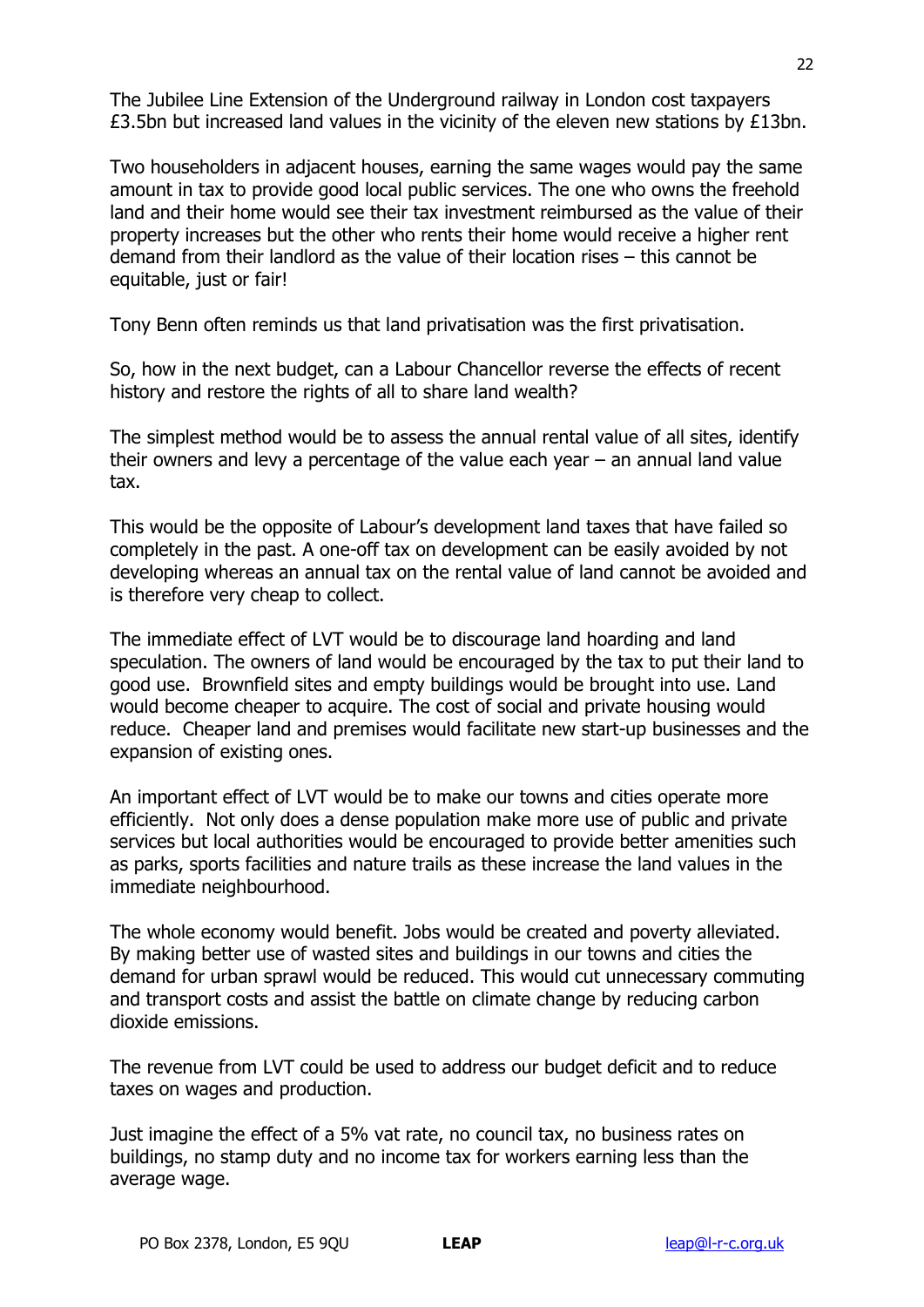The Jubilee Line Extension of the Underground railway in London cost taxpayers £3.5bn but increased land values in the vicinity of the eleven new stations by £13bn.

Two householders in adjacent houses, earning the same wages would pay the same amount in tax to provide good local public services. The one who owns the freehold land and their home would see their tax investment reimbursed as the value of their property increases but the other who rents their home would receive a higher rent demand from their landlord as the value of their location rises – this cannot be equitable, just or fair!

Tony Benn often reminds us that land privatisation was the first privatisation.

So, how in the next budget, can a Labour Chancellor reverse the effects of recent history and restore the rights of all to share land wealth?

The simplest method would be to assess the annual rental value of all sites, identify their owners and levy a percentage of the value each year – an annual land value tax.

This would be the opposite of Labour's development land taxes that have failed so completely in the past. A one-off tax on development can be easily avoided by not developing whereas an annual tax on the rental value of land cannot be avoided and is therefore very cheap to collect.

The immediate effect of LVT would be to discourage land hoarding and land speculation. The owners of land would be encouraged by the tax to put their land to good use. Brownfield sites and empty buildings would be brought into use. Land would become cheaper to acquire. The cost of social and private housing would reduce. Cheaper land and premises would facilitate new start-up businesses and the expansion of existing ones.

An important effect of LVT would be to make our towns and cities operate more efficiently. Not only does a dense population make more use of public and private services but local authorities would be encouraged to provide better amenities such as parks, sports facilities and nature trails as these increase the land values in the immediate neighbourhood.

The whole economy would benefit. Jobs would be created and poverty alleviated. By making better use of wasted sites and buildings in our towns and cities the demand for urban sprawl would be reduced. This would cut unnecessary commuting and transport costs and assist the battle on climate change by reducing carbon dioxide emissions.

The revenue from LVT could be used to address our budget deficit and to reduce taxes on wages and production.

Just imagine the effect of a 5% vat rate, no council tax, no business rates on buildings, no stamp duty and no income tax for workers earning less than the average wage.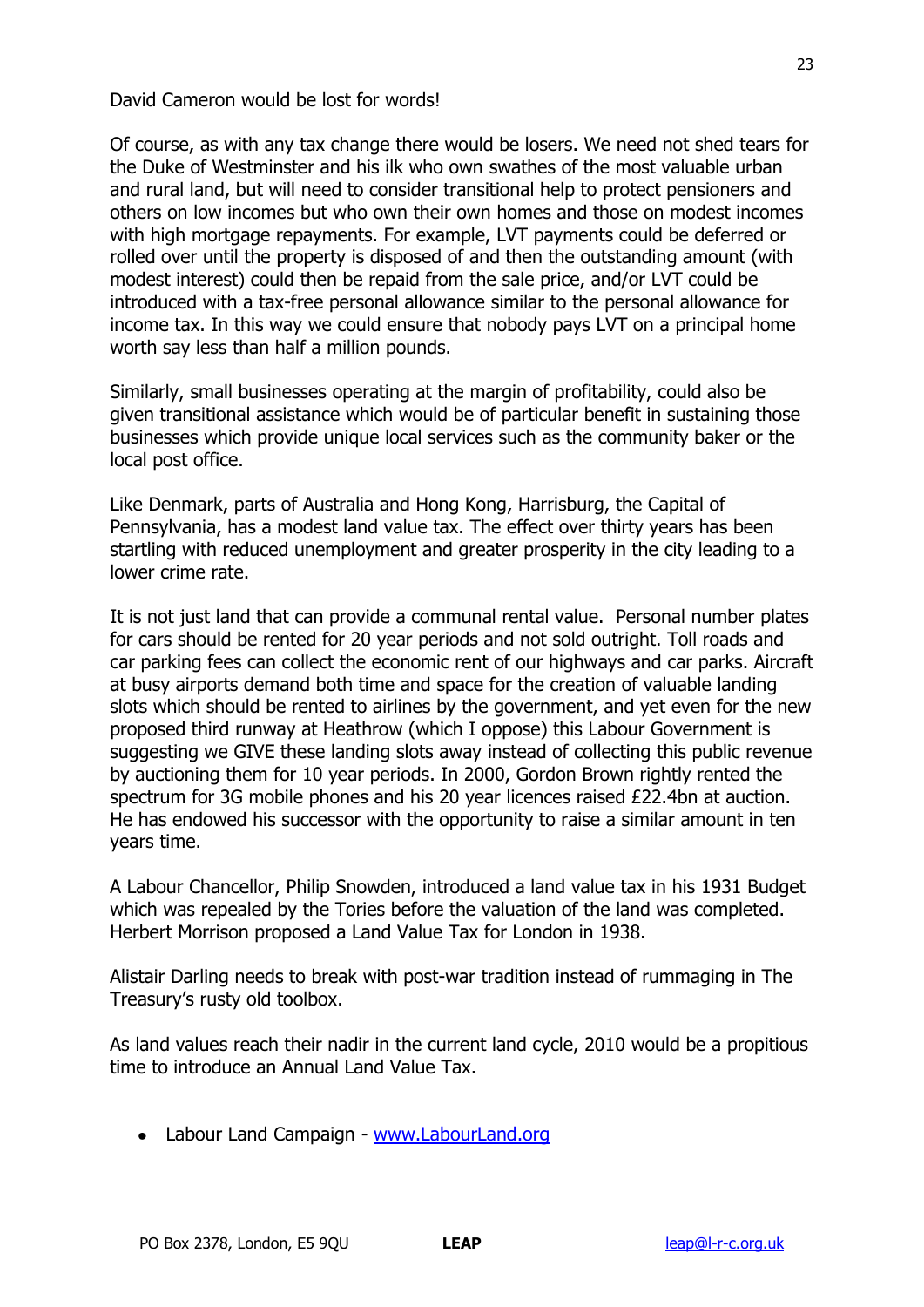David Cameron would be lost for words!

Of course, as with any tax change there would be losers. We need not shed tears for the Duke of Westminster and his ilk who own swathes of the most valuable urban and rural land, but will need to consider transitional help to protect pensioners and others on low incomes but who own their own homes and those on modest incomes with high mortgage repayments. For example, LVT payments could be deferred or rolled over until the property is disposed of and then the outstanding amount (with modest interest) could then be repaid from the sale price, and/or LVT could be introduced with a tax-free personal allowance similar to the personal allowance for income tax. In this way we could ensure that nobody pays LVT on a principal home worth say less than half a million pounds.

Similarly, small businesses operating at the margin of profitability, could also be given transitional assistance which would be of particular benefit in sustaining those businesses which provide unique local services such as the community baker or the local post office.

Like Denmark, parts of Australia and Hong Kong, Harrisburg, the Capital of Pennsylvania, has a modest land value tax. The effect over thirty years has been startling with reduced unemployment and greater prosperity in the city leading to a lower crime rate.

It is not just land that can provide a communal rental value. Personal number plates for cars should be rented for 20 year periods and not sold outright. Toll roads and car parking fees can collect the economic rent of our highways and car parks. Aircraft at busy airports demand both time and space for the creation of valuable landing slots which should be rented to airlines by the government, and yet even for the new proposed third runway at Heathrow (which I oppose) this Labour Government is suggesting we GIVE these landing slots away instead of collecting this public revenue by auctioning them for 10 year periods. In 2000, Gordon Brown rightly rented the spectrum for 3G mobile phones and his 20 year licences raised £22.4bn at auction. He has endowed his successor with the opportunity to raise a similar amount in ten years time.

A Labour Chancellor, Philip Snowden, introduced a land value tax in his 1931 Budget which was repealed by the Tories before the valuation of the land was completed. Herbert Morrison proposed a Land Value Tax for London in 1938.

Alistair Darling needs to break with post-war tradition instead of rummaging in The Treasury's rusty old toolbox.

As land values reach their nadir in the current land cycle, 2010 would be a propitious time to introduce an Annual Land Value Tax.

- Labour Land Campaign - www.LabourLand.org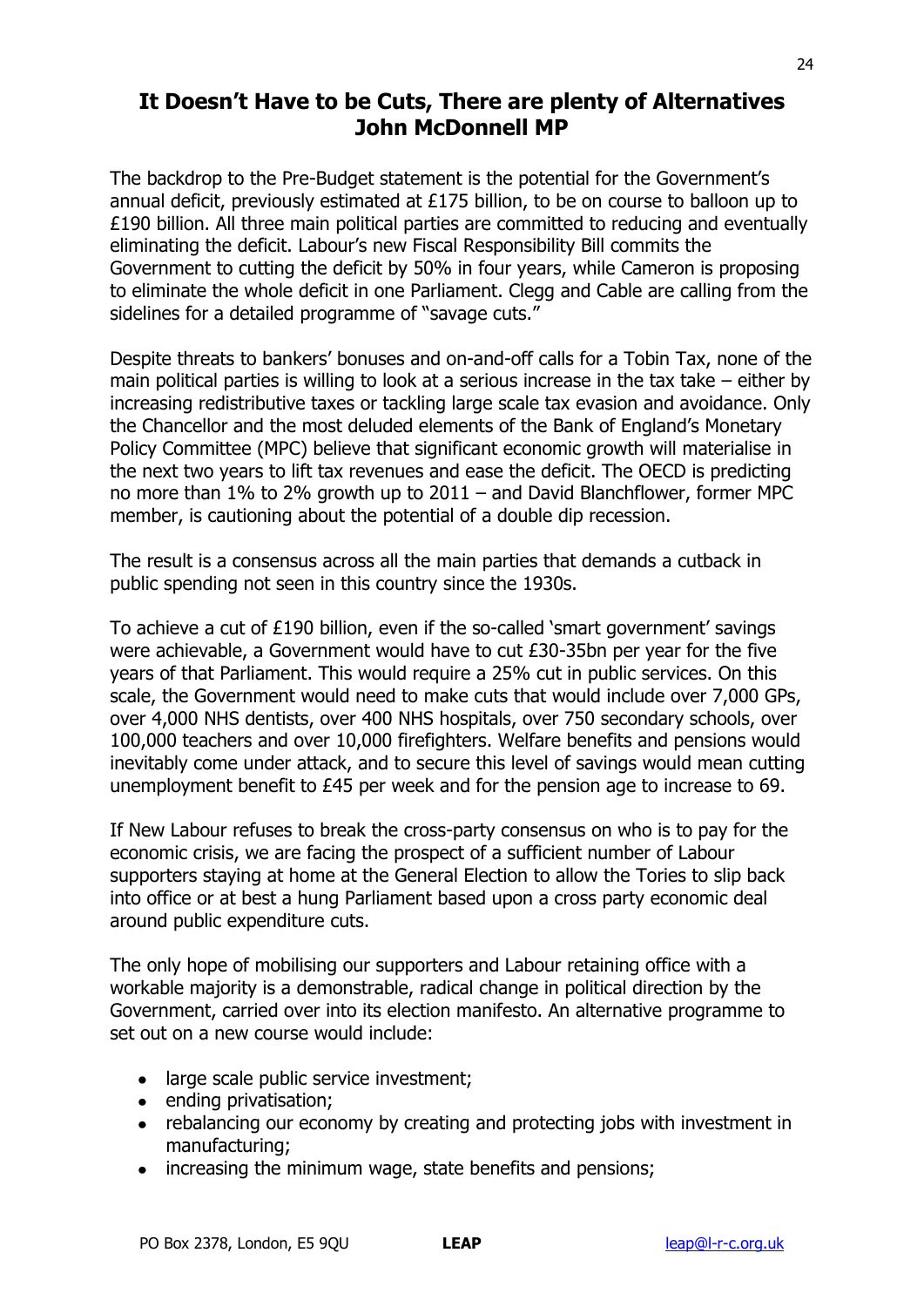## It Doesn't Have to be Cuts, There are plenty of Alternatives
## John McDonnell MP

The backdrop to the Pre-Budget statement is the potential for the Government's annual deficit, previously estimated at £175 billion, to be on course to balloon up to £190 billion. All three main political parties are committed to reducing and eventually eliminating the deficit. Labour's new Fiscal Responsibility Bill commits the Government to cutting the deficit by 50% in four years, while Cameron is proposing to eliminate the whole deficit in one Parliament. Clegg and Cable are calling from the sidelines for a detailed programme of "savage cuts."

Despite threats to bankers' bonuses and on-and-off calls for a Tobin Tax, none of the main political parties is willing to look at a serious increase in the tax take – either by increasing redistributive taxes or tackling large scale tax evasion and avoidance. Only the Chancellor and the most deluded elements of the Bank of England's Monetary Policy Committee (MPC) believe that significant economic growth will materialise in the next two years to lift tax revenues and ease the deficit. The OECD is predicting no more than 1% to 2% growth up to 2011 – and David Blanchflower, former MPC member, is cautioning about the potential of a double dip recession.

The result is a consensus across all the main parties that demands a cutback in public spending not seen in this country since the 1930s.

To achieve a cut of £190 billion, even if the so-called 'smart government' savings were achievable, a Government would have to cut £30-35bn per year for the five years of that Parliament. This would require a 25% cut in public services. On this scale, the Government would need to make cuts that would include over 7,000 GPs, over 4,000 NHS dentists, over 400 NHS hospitals, over 750 secondary schools, over 100,000 teachers and over 10,000 firefighters. Welfare benefits and pensions would inevitably come under attack, and to secure this level of savings would mean cutting unemployment benefit to £45 per week and for the pension age to increase to 69.

If New Labour refuses to break the cross-party consensus on who is to pay for the economic crisis, we are facing the prospect of a sufficient number of Labour supporters staying at home at the General Election to allow the Tories to slip back into office or at best a hung Parliament based upon a cross party economic deal around public expenditure cuts.

The only hope of mobilising our supporters and Labour retaining office with a workable majority is a demonstrable, radical change in political direction by the Government, carried over into its election manifesto. An alternative programme to set out on a new course would include:

- large scale public service investment;
- ending privatisation;
- rebalancing our economy by creating and protecting jobs with investment in manufacturing;
- increasing the minimum wage, state benefits and pensions;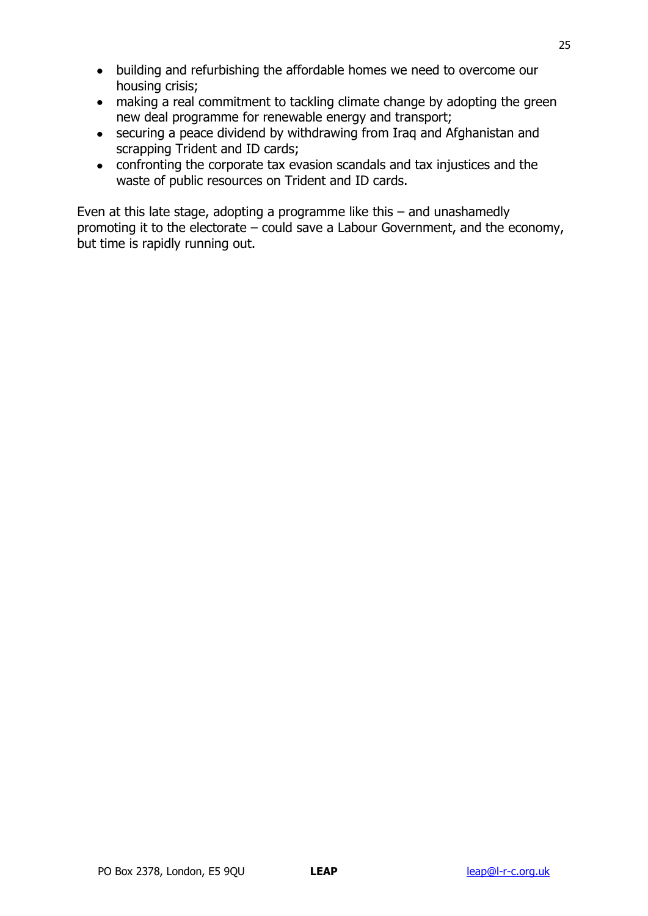- building and refurbishing the affordable homes we need to overcome our housing crisis;
- making a real commitment to tackling climate change by adopting the green new deal programme for renewable energy and transport;
- securing a peace dividend by withdrawing from Iraq and Afghanistan and scrapping Trident and ID cards;
- confronting the corporate tax evasion scandals and tax injustices and the waste of public resources on Trident and ID cards.

Even at this late stage, adopting a programme like this – and unashamedly promoting it to the electorate – could save a Labour Government, and the economy, but time is rapidly running out.